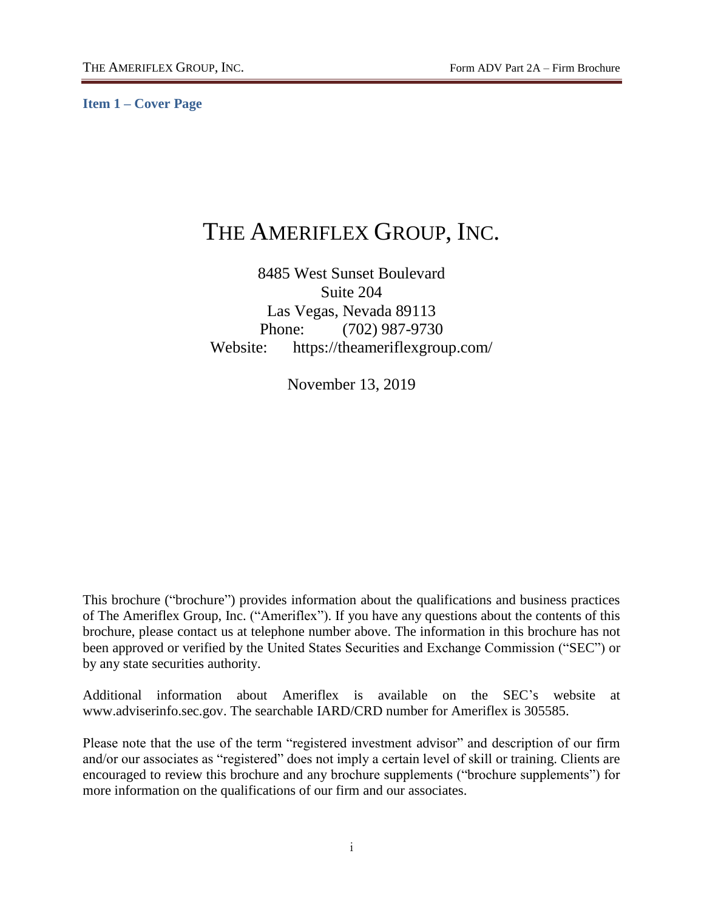## Item 1 – Cover Page

# THE AMERIFLEX GROUP, INC.

8485 West Sunset Boulevard
Suite 204
Las Vegas, Nevada 89113
Phone: (702) 987-9730
Website: https://theameriflexgroup.com/

November 13, 2019

This brochure ("brochure") provides information about the qualifications and business practices of The Ameriflex Group, Inc. ("Ameriflex"). If you have any questions about the contents of this brochure, please contact us at telephone number above. The information in this brochure has not been approved or verified by the United States Securities and Exchange Commission ("SEC") or by any state securities authority.

Additional information about Ameriflex is available on the SEC's website at www.adviserinfo.sec.gov. The searchable IARD/CRD number for Ameriflex is 305585.

Please note that the use of the term "registered investment advisor" and description of our firm and/or our associates as "registered" does not imply a certain level of skill or training. Clients are encouraged to review this brochure and any brochure supplements ("brochure supplements") for more information on the qualifications of our firm and our associates.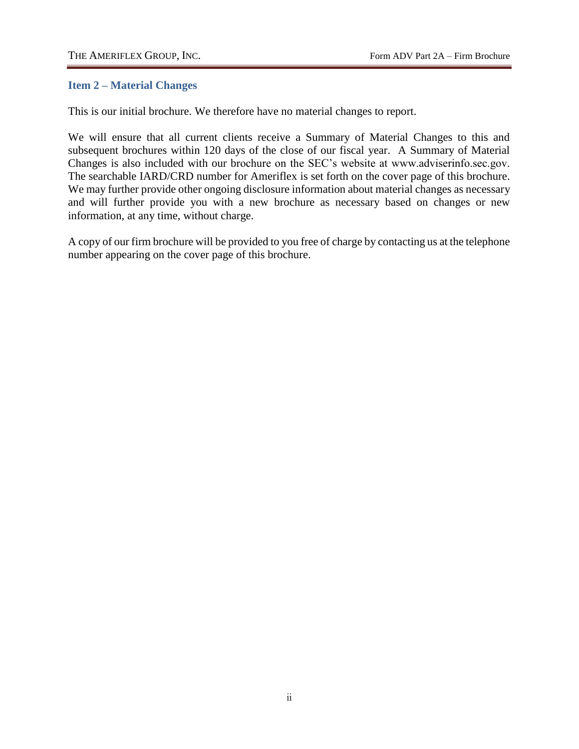## Item 2 – Material Changes

This is our initial brochure. We therefore have no material changes to report.

We will ensure that all current clients receive a Summary of Material Changes to this and subsequent brochures within 120 days of the close of our fiscal year. A Summary of Material Changes is also included with our brochure on the SEC's website at www.adviserinfo.sec.gov. The searchable IARD/CRD number for Ameriflex is set forth on the cover page of this brochure. We may further provide other ongoing disclosure information about material changes as necessary and will further provide you with a new brochure as necessary based on changes or new information, at any time, without charge.

A copy of our firm brochure will be provided to you free of charge by contacting us at the telephone number appearing on the cover page of this brochure.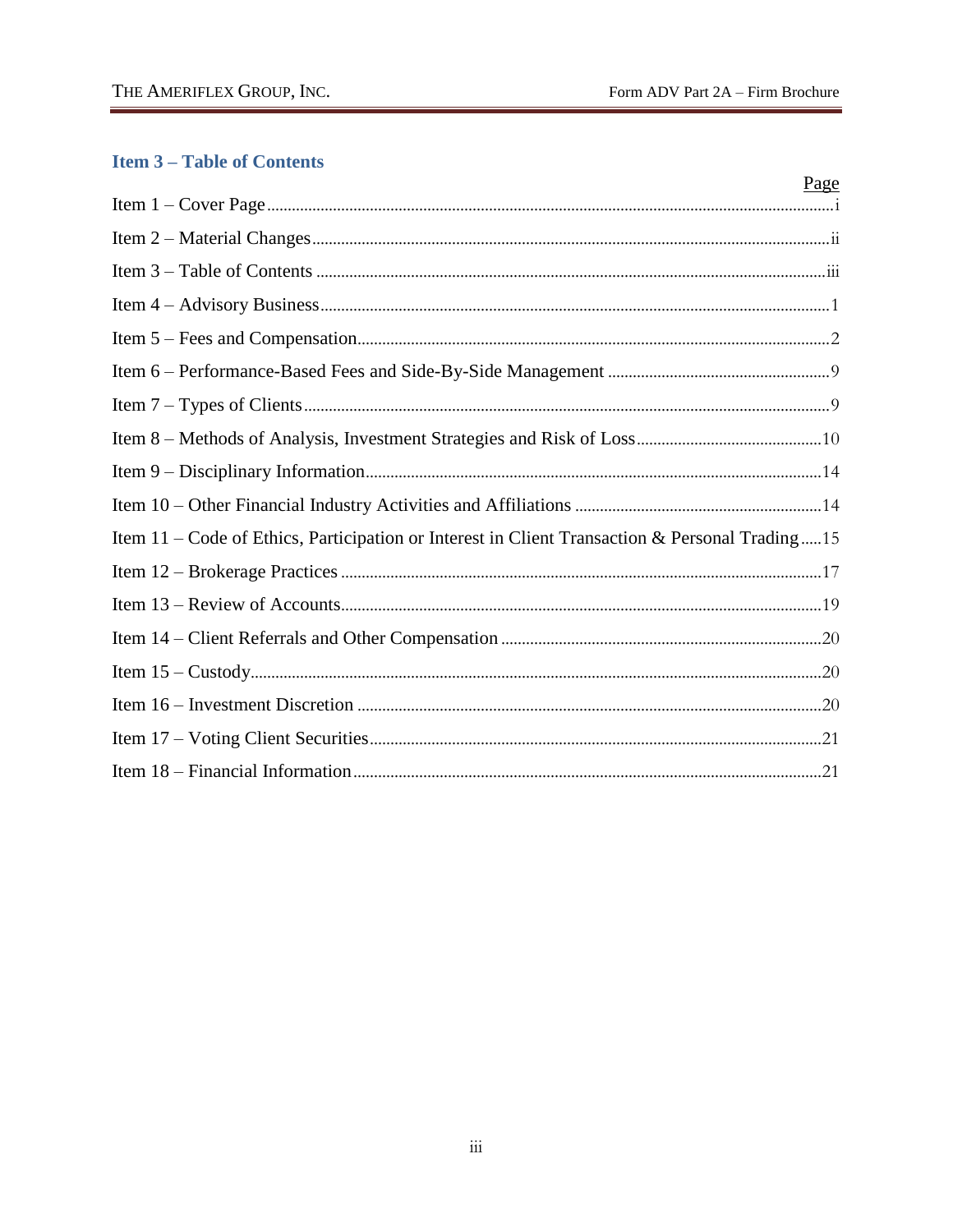## Item 3 – Table of Contents

| | Page |
|---|---|
| Item 1 – Cover Page | i |
| Item 2 – Material Changes | ii |
| Item 3 – Table of Contents | iii |
| Item 4 – Advisory Business | 1 |
| Item 5 – Fees and Compensation | 2 |
| Item 6 – Performance-Based Fees and Side-By-Side Management | 9 |
| Item 7 – Types of Clients | 9 |
| Item 8 – Methods of Analysis, Investment Strategies and Risk of Loss | 10 |
| Item 9 – Disciplinary Information | 14 |
| Item 10 – Other Financial Industry Activities and Affiliations | 14 |
| Item 11 – Code of Ethics, Participation or Interest in Client Transaction & Personal Trading | 15 |
| Item 12 – Brokerage Practices | 17 |
| Item 13 – Review of Accounts | 19 |
| Item 14 – Client Referrals and Other Compensation | 20 |
| Item 15 – Custody | 20 |
| Item 16 – Investment Discretion | 20 |
| Item 17 – Voting Client Securities | 21 |
| Item 18 – Financial Information | 21 |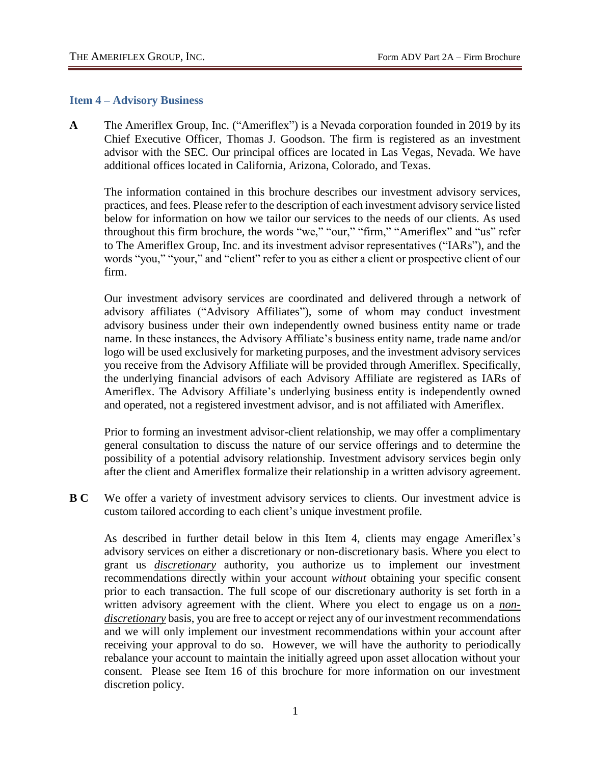## Item 4 – Advisory Business

**A** The Ameriflex Group, Inc. ("Ameriflex") is a Nevada corporation founded in 2019 by its Chief Executive Officer, Thomas J. Goodson. The firm is registered as an investment advisor with the SEC. Our principal offices are located in Las Vegas, Nevada. We have additional offices located in California, Arizona, Colorado, and Texas.

The information contained in this brochure describes our investment advisory services, practices, and fees. Please refer to the description of each investment advisory service listed below for information on how we tailor our services to the needs of our clients. As used throughout this firm brochure, the words "we," "our," "firm," "Ameriflex" and "us" refer to The Ameriflex Group, Inc. and its investment advisor representatives ("IARs"), and the words "you," "your," and "client" refer to you as either a client or prospective client of our firm.

Our investment advisory services are coordinated and delivered through a network of advisory affiliates ("Advisory Affiliates"), some of whom may conduct investment advisory business under their own independently owned business entity name or trade name. In these instances, the Advisory Affiliate's business entity name, trade name and/or logo will be used exclusively for marketing purposes, and the investment advisory services you receive from the Advisory Affiliate will be provided through Ameriflex. Specifically, the underlying financial advisors of each Advisory Affiliate are registered as IARs of Ameriflex. The Advisory Affiliate's underlying business entity is independently owned and operated, not a registered investment advisor, and is not affiliated with Ameriflex.

Prior to forming an investment advisor-client relationship, we may offer a complimentary general consultation to discuss the nature of our service offerings and to determine the possibility of a potential advisory relationship. Investment advisory services begin only after the client and Ameriflex formalize their relationship in a written advisory agreement.

**B C** We offer a variety of investment advisory services to clients. Our investment advice is custom tailored according to each client's unique investment profile.

As described in further detail below in this Item 4, clients may engage Ameriflex's advisory services on either a discretionary or non-discretionary basis. Where you elect to grant us ***discretionary*** authority, you authorize us to implement our investment recommendations directly within your account *without* obtaining your specific consent prior to each transaction. The full scope of our discretionary authority is set forth in a written advisory agreement with the client. Where you elect to engage us on a ***non-discretionary*** basis, you are free to accept or reject any of our investment recommendations and we will only implement our investment recommendations within your account after receiving your approval to do so. However, we will have the authority to periodically rebalance your account to maintain the initially agreed upon asset allocation without your consent. Please see Item 16 of this brochure for more information on our investment discretion policy.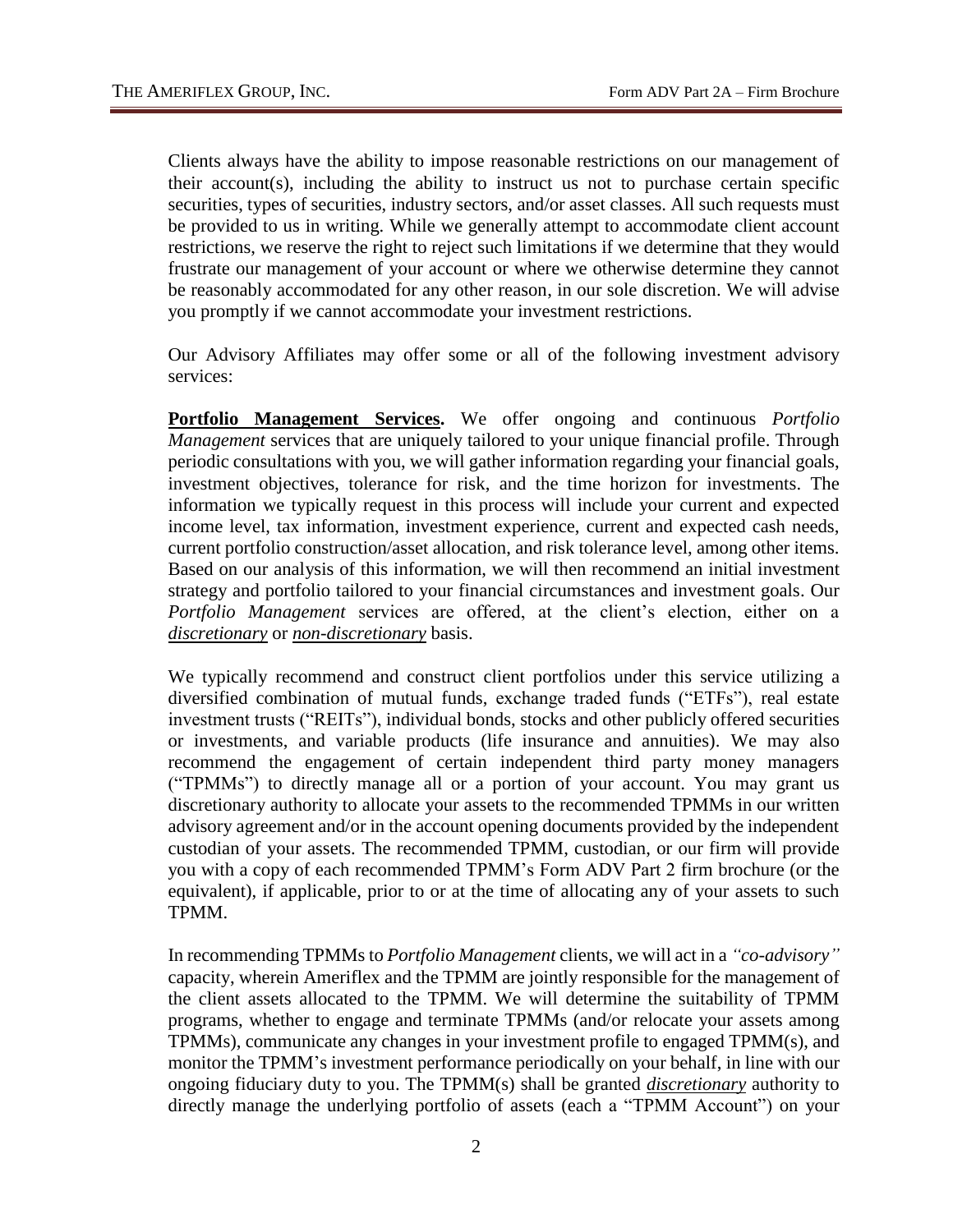Clients always have the ability to impose reasonable restrictions on our management of their account(s), including the ability to instruct us not to purchase certain specific securities, types of securities, industry sectors, and/or asset classes. All such requests must be provided to us in writing. While we generally attempt to accommodate client account restrictions, we reserve the right to reject such limitations if we determine that they would frustrate our management of your account or where we otherwise determine they cannot be reasonably accommodated for any other reason, in our sole discretion. We will advise you promptly if we cannot accommodate your investment restrictions.

Our Advisory Affiliates may offer some or all of the following investment advisory services:

**Portfolio Management Services.** We offer ongoing and continuous *Portfolio Management* services that are uniquely tailored to your unique financial profile. Through periodic consultations with you, we will gather information regarding your financial goals, investment objectives, tolerance for risk, and the time horizon for investments. The information we typically request in this process will include your current and expected income level, tax information, investment experience, current and expected cash needs, current portfolio construction/asset allocation, and risk tolerance level, among other items. Based on our analysis of this information, we will then recommend an initial investment strategy and portfolio tailored to your financial circumstances and investment goals. Our *Portfolio Management* services are offered, at the client's election, either on a *discretionary* or *non-discretionary* basis.

We typically recommend and construct client portfolios under this service utilizing a diversified combination of mutual funds, exchange traded funds ("ETFs"), real estate investment trusts ("REITs"), individual bonds, stocks and other publicly offered securities or investments, and variable products (life insurance and annuities). We may also recommend the engagement of certain independent third party money managers ("TPMMs") to directly manage all or a portion of your account. You may grant us discretionary authority to allocate your assets to the recommended TPMMs in our written advisory agreement and/or in the account opening documents provided by the independent custodian of your assets. The recommended TPMM, custodian, or our firm will provide you with a copy of each recommended TPMM's Form ADV Part 2 firm brochure (or the equivalent), if applicable, prior to or at the time of allocating any of your assets to such TPMM.

In recommending TPMMs to *Portfolio Management* clients, we will act in a *"co-advisory"* capacity, wherein Ameriflex and the TPMM are jointly responsible for the management of the client assets allocated to the TPMM. We will determine the suitability of TPMM programs, whether to engage and terminate TPMMs (and/or relocate your assets among TPMMs), communicate any changes in your investment profile to engaged TPMM(s), and monitor the TPMM's investment performance periodically on your behalf, in line with our ongoing fiduciary duty to you. The TPMM(s) shall be granted *discretionary* authority to directly manage the underlying portfolio of assets (each a "TPMM Account") on your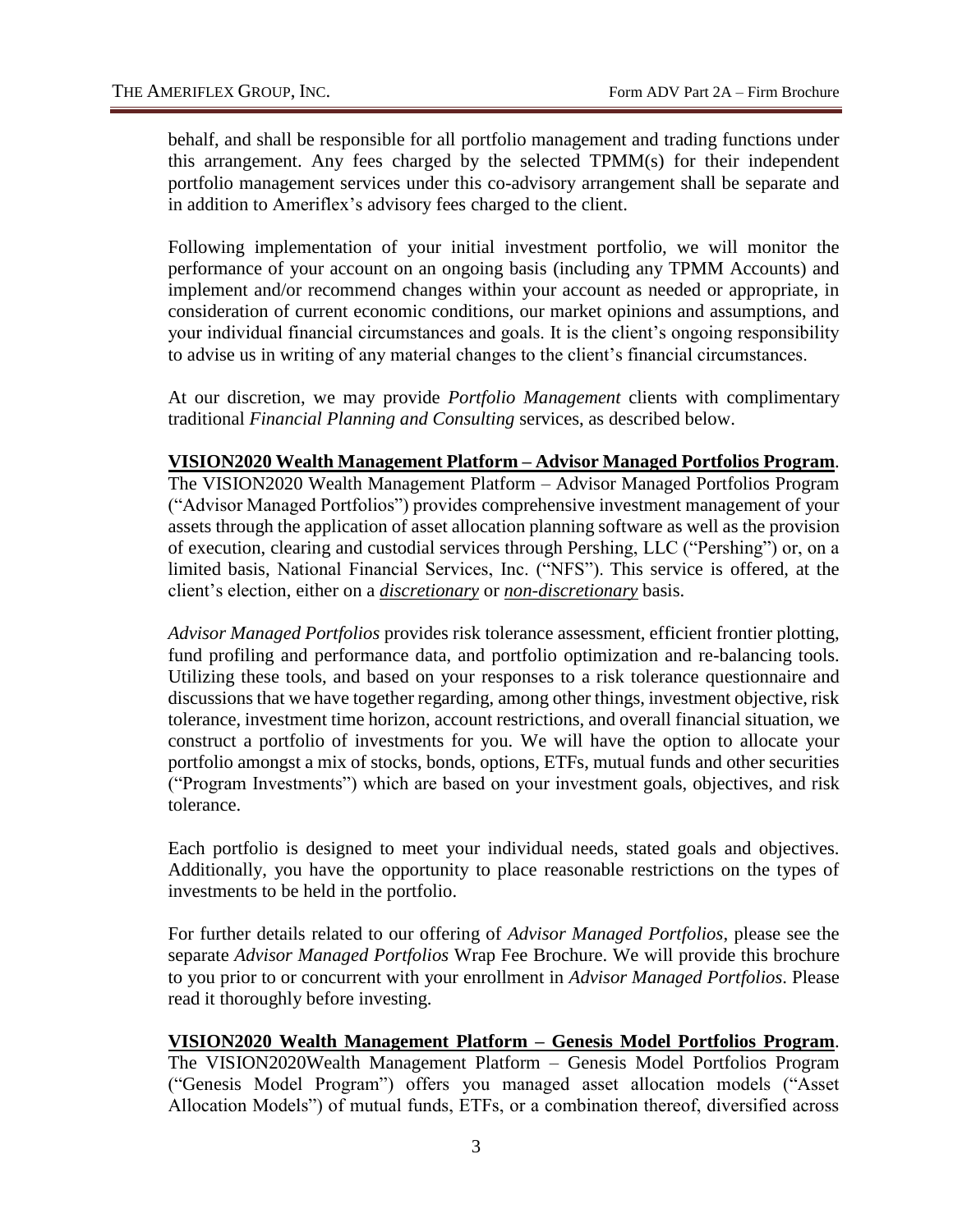behalf, and shall be responsible for all portfolio management and trading functions under this arrangement. Any fees charged by the selected TPMM(s) for their independent portfolio management services under this co-advisory arrangement shall be separate and in addition to Ameriflex's advisory fees charged to the client.

Following implementation of your initial investment portfolio, we will monitor the performance of your account on an ongoing basis (including any TPMM Accounts) and implement and/or recommend changes within your account as needed or appropriate, in consideration of current economic conditions, our market opinions and assumptions, and your individual financial circumstances and goals. It is the client's ongoing responsibility to advise us in writing of any material changes to the client's financial circumstances.

At our discretion, we may provide *Portfolio Management* clients with complimentary traditional *Financial Planning and Consulting* services, as described below.

**VISION2020 Wealth Management Platform – Advisor Managed Portfolios Program**. The VISION2020 Wealth Management Platform – Advisor Managed Portfolios Program ("Advisor Managed Portfolios") provides comprehensive investment management of your assets through the application of asset allocation planning software as well as the provision of execution, clearing and custodial services through Pershing, LLC ("Pershing") or, on a limited basis, National Financial Services, Inc. ("NFS"). This service is offered, at the client's election, either on a ***discretionary*** or ***non-discretionary*** basis.

*Advisor Managed Portfolios* provides risk tolerance assessment, efficient frontier plotting, fund profiling and performance data, and portfolio optimization and re-balancing tools. Utilizing these tools, and based on your responses to a risk tolerance questionnaire and discussions that we have together regarding, among other things, investment objective, risk tolerance, investment time horizon, account restrictions, and overall financial situation, we construct a portfolio of investments for you. We will have the option to allocate your portfolio amongst a mix of stocks, bonds, options, ETFs, mutual funds and other securities ("Program Investments") which are based on your investment goals, objectives, and risk tolerance.

Each portfolio is designed to meet your individual needs, stated goals and objectives. Additionally, you have the opportunity to place reasonable restrictions on the types of investments to be held in the portfolio.

For further details related to our offering of *Advisor Managed Portfolios*, please see the separate *Advisor Managed Portfolios* Wrap Fee Brochure. We will provide this brochure to you prior to or concurrent with your enrollment in *Advisor Managed Portfolios*. Please read it thoroughly before investing.

**VISION2020 Wealth Management Platform – Genesis Model Portfolios Program**. The VISION2020Wealth Management Platform – Genesis Model Portfolios Program ("Genesis Model Program") offers you managed asset allocation models ("Asset Allocation Models") of mutual funds, ETFs, or a combination thereof, diversified across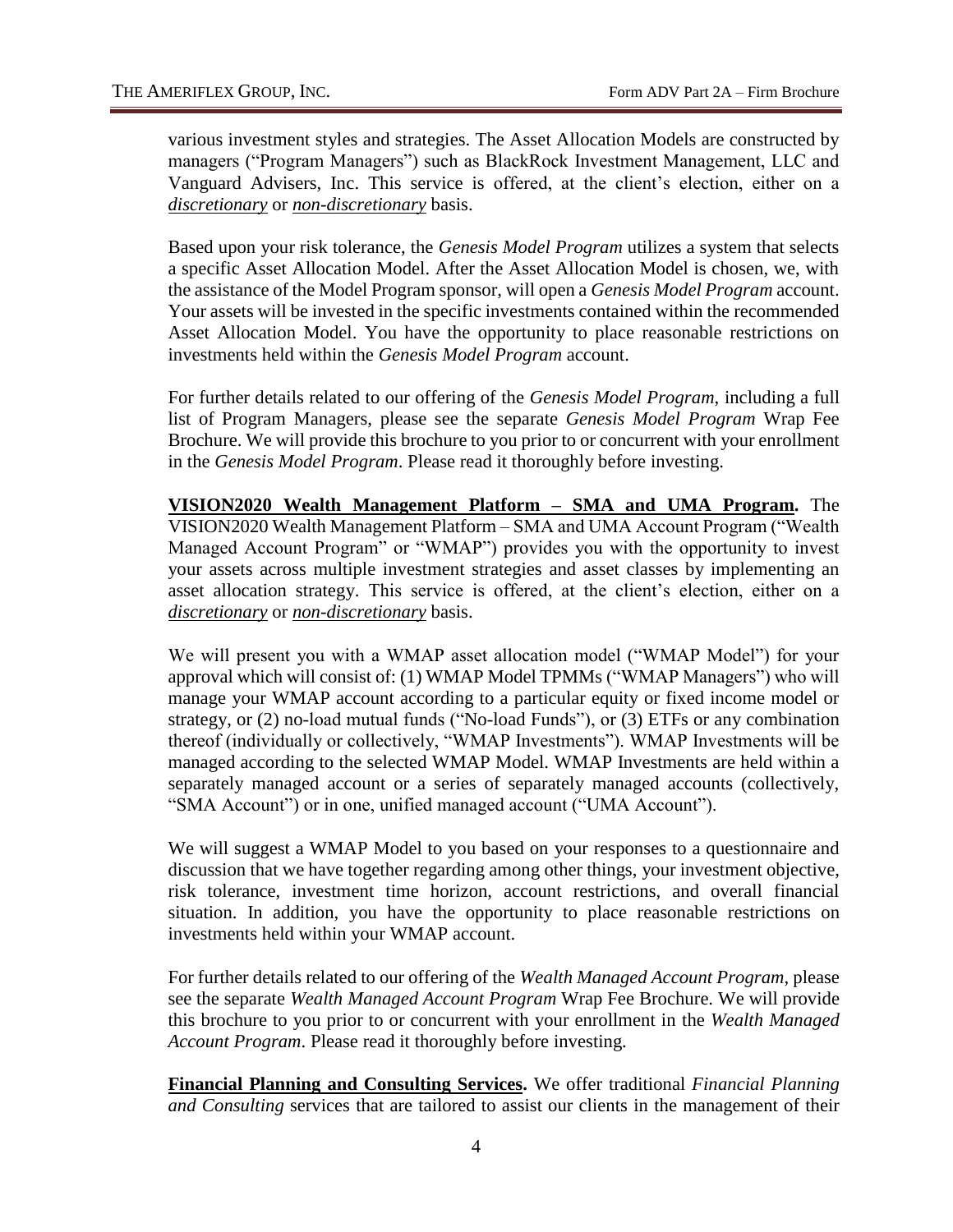various investment styles and strategies. The Asset Allocation Models are constructed by managers ("Program Managers") such as BlackRock Investment Management, LLC and Vanguard Advisers, Inc. This service is offered, at the client's election, either on a ***discretionary*** or ***non-discretionary*** basis.

Based upon your risk tolerance, the *Genesis Model Program* utilizes a system that selects a specific Asset Allocation Model. After the Asset Allocation Model is chosen, we, with the assistance of the Model Program sponsor, will open a *Genesis Model Program* account. Your assets will be invested in the specific investments contained within the recommended Asset Allocation Model. You have the opportunity to place reasonable restrictions on investments held within the *Genesis Model Program* account.

For further details related to our offering of the *Genesis Model Program*, including a full list of Program Managers, please see the separate *Genesis Model Program* Wrap Fee Brochure. We will provide this brochure to you prior to or concurrent with your enrollment in the *Genesis Model Program*. Please read it thoroughly before investing.

**VISION2020 Wealth Management Platform – SMA and UMA Program.** The VISION2020 Wealth Management Platform – SMA and UMA Account Program ("Wealth Managed Account Program" or "WMAP") provides you with the opportunity to invest your assets across multiple investment strategies and asset classes by implementing an asset allocation strategy. This service is offered, at the client's election, either on a ***discretionary*** or ***non-discretionary*** basis.

We will present you with a WMAP asset allocation model ("WMAP Model") for your approval which will consist of: (1) WMAP Model TPMMs ("WMAP Managers") who will manage your WMAP account according to a particular equity or fixed income model or strategy, or (2) no-load mutual funds ("No-load Funds"), or (3) ETFs or any combination thereof (individually or collectively, "WMAP Investments"). WMAP Investments will be managed according to the selected WMAP Model. WMAP Investments are held within a separately managed account or a series of separately managed accounts (collectively, "SMA Account") or in one, unified managed account ("UMA Account").

We will suggest a WMAP Model to you based on your responses to a questionnaire and discussion that we have together regarding among other things, your investment objective, risk tolerance, investment time horizon, account restrictions, and overall financial situation. In addition, you have the opportunity to place reasonable restrictions on investments held within your WMAP account.

For further details related to our offering of the *Wealth Managed Account Program*, please see the separate *Wealth Managed Account Program* Wrap Fee Brochure. We will provide this brochure to you prior to or concurrent with your enrollment in the *Wealth Managed Account Program*. Please read it thoroughly before investing.

**Financial Planning and Consulting Services.** We offer traditional *Financial Planning and Consulting* services that are tailored to assist our clients in the management of their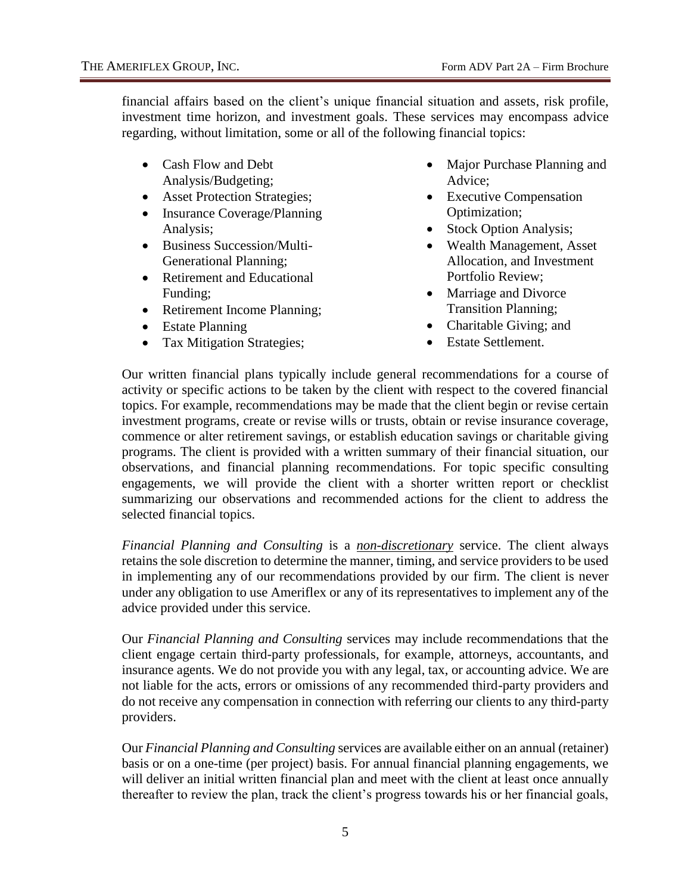financial affairs based on the client's unique financial situation and assets, risk profile, investment time horizon, and investment goals. These services may encompass advice regarding, without limitation, some or all of the following financial topics:

- Cash Flow and Debt Analysis/Budgeting;
- Asset Protection Strategies;
- Insurance Coverage/Planning Analysis;
- Business Succession/Multi-Generational Planning;
- Retirement and Educational Funding;
- Retirement Income Planning;
- Estate Planning
- Tax Mitigation Strategies;
- Major Purchase Planning and Advice;
- Executive Compensation Optimization;
- Stock Option Analysis;
- Wealth Management, Asset Allocation, and Investment Portfolio Review;
- Marriage and Divorce Transition Planning;
- Charitable Giving; and
- Estate Settlement.

Our written financial plans typically include general recommendations for a course of activity or specific actions to be taken by the client with respect to the covered financial topics. For example, recommendations may be made that the client begin or revise certain investment programs, create or revise wills or trusts, obtain or revise insurance coverage, commence or alter retirement savings, or establish education savings or charitable giving programs. The client is provided with a written summary of their financial situation, our observations, and financial planning recommendations. For topic specific consulting engagements, we will provide the client with a shorter written report or checklist summarizing our observations and recommended actions for the client to address the selected financial topics.

*Financial Planning and Consulting* is a ***non-discretionary*** service. The client always retains the sole discretion to determine the manner, timing, and service providers to be used in implementing any of our recommendations provided by our firm. The client is never under any obligation to use Ameriflex or any of its representatives to implement any of the advice provided under this service.

Our *Financial Planning and Consulting* services may include recommendations that the client engage certain third-party professionals, for example, attorneys, accountants, and insurance agents. We do not provide you with any legal, tax, or accounting advice. We are not liable for the acts, errors or omissions of any recommended third-party providers and do not receive any compensation in connection with referring our clients to any third-party providers.

Our *Financial Planning and Consulting* services are available either on an annual (retainer) basis or on a one-time (per project) basis. For annual financial planning engagements, we will deliver an initial written financial plan and meet with the client at least once annually thereafter to review the plan, track the client's progress towards his or her financial goals,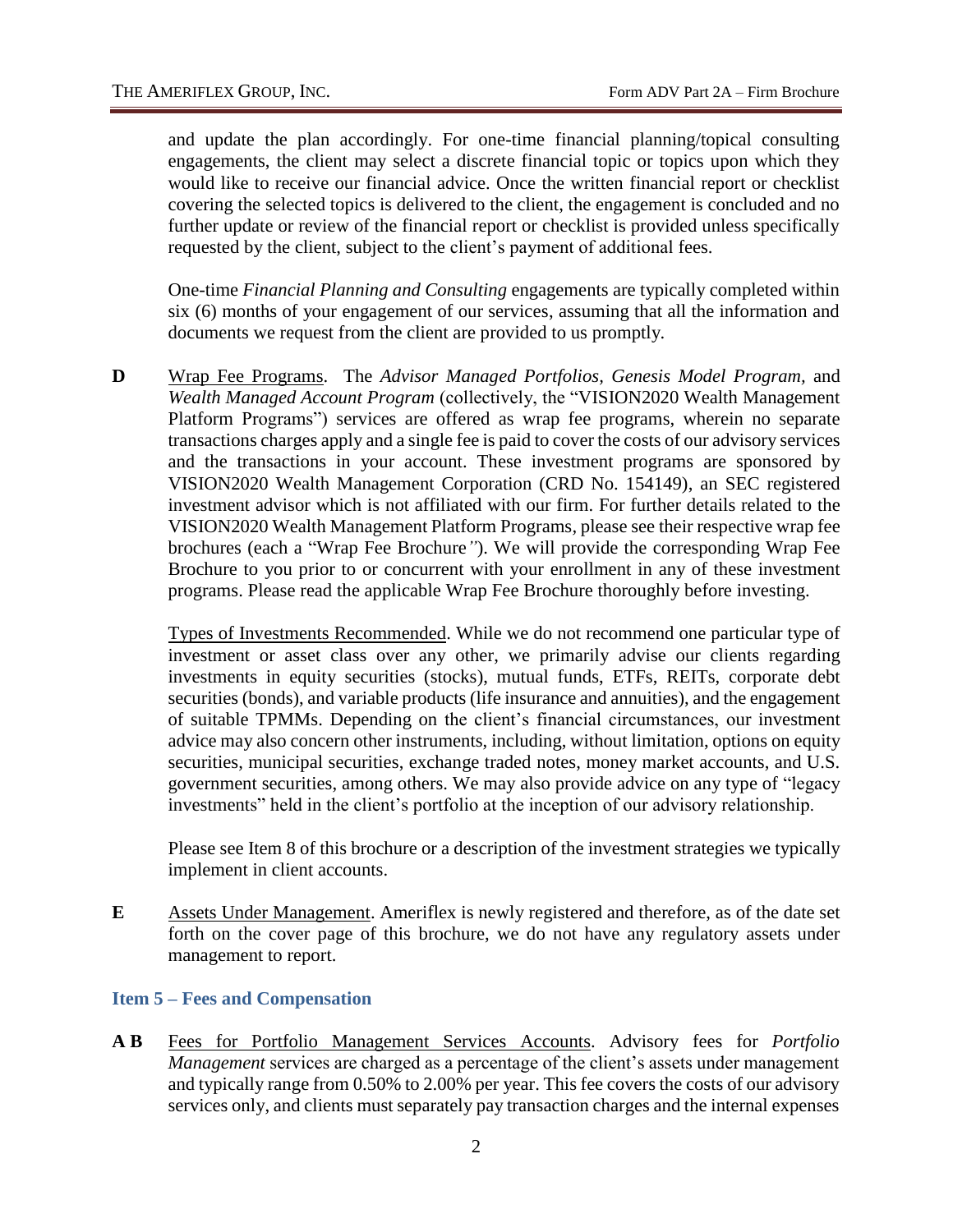and update the plan accordingly. For one-time financial planning/topical consulting engagements, the client may select a discrete financial topic or topics upon which they would like to receive our financial advice. Once the written financial report or checklist covering the selected topics is delivered to the client, the engagement is concluded and no further update or review of the financial report or checklist is provided unless specifically requested by the client, subject to the client's payment of additional fees.

One-time *Financial Planning and Consulting* engagements are typically completed within six (6) months of your engagement of our services, assuming that all the information and documents we request from the client are provided to us promptly.

**D** Wrap Fee Programs. The *Advisor Managed Portfolios*, *Genesis Model Program,* and *Wealth Managed Account Program* (collectively, the "VISION2020 Wealth Management Platform Programs") services are offered as wrap fee programs, wherein no separate transactions charges apply and a single fee is paid to cover the costs of our advisory services and the transactions in your account. These investment programs are sponsored by VISION2020 Wealth Management Corporation (CRD No. 154149), an SEC registered investment advisor which is not affiliated with our firm. For further details related to the VISION2020 Wealth Management Platform Programs, please see their respective wrap fee brochures (each a "Wrap Fee Brochure"). We will provide the corresponding Wrap Fee Brochure to you prior to or concurrent with your enrollment in any of these investment programs. Please read the applicable Wrap Fee Brochure thoroughly before investing.

Types of Investments Recommended. While we do not recommend one particular type of investment or asset class over any other, we primarily advise our clients regarding investments in equity securities (stocks), mutual funds, ETFs, REITs, corporate debt securities (bonds), and variable products (life insurance and annuities), and the engagement of suitable TPMMs. Depending on the client's financial circumstances, our investment advice may also concern other instruments, including, without limitation, options on equity securities, municipal securities, exchange traded notes, money market accounts, and U.S. government securities, among others. We may also provide advice on any type of "legacy investments" held in the client's portfolio at the inception of our advisory relationship.

Please see Item 8 of this brochure or a description of the investment strategies we typically implement in client accounts.

**E** Assets Under Management. Ameriflex is newly registered and therefore, as of the date set forth on the cover page of this brochure, we do not have any regulatory assets under management to report.

## Item 5 – Fees and Compensation

**A B** Fees for Portfolio Management Services Accounts. Advisory fees for *Portfolio Management* services are charged as a percentage of the client's assets under management and typically range from 0.50% to 2.00% per year. This fee covers the costs of our advisory services only, and clients must separately pay transaction charges and the internal expenses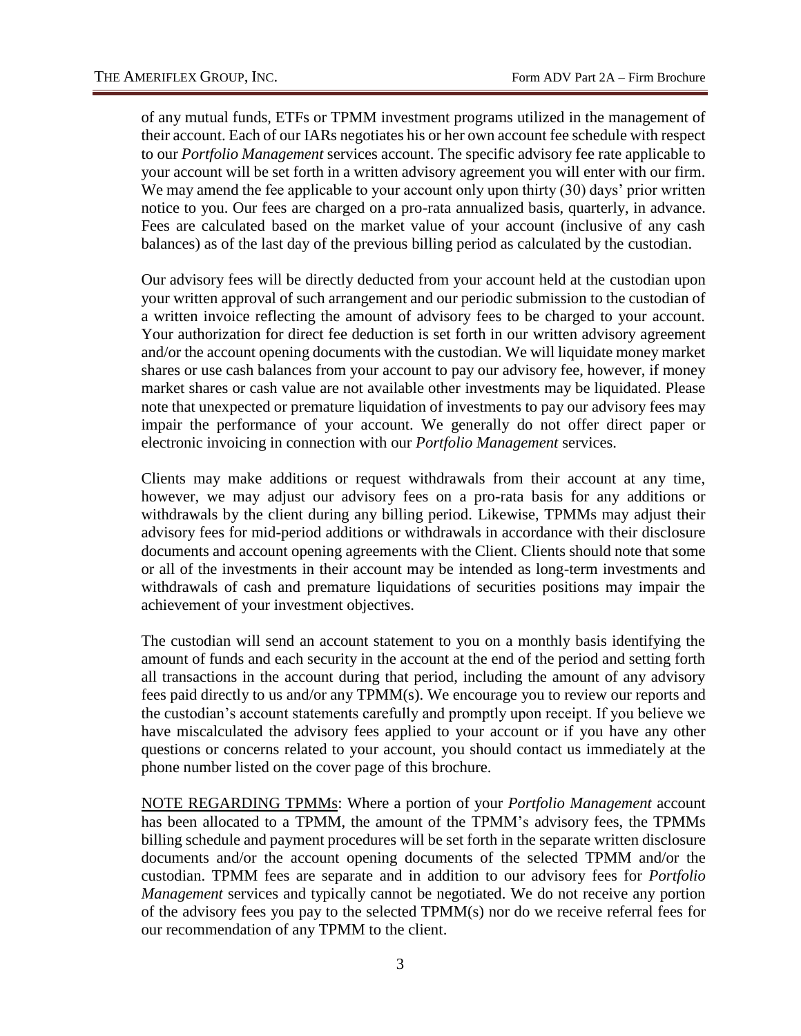of any mutual funds, ETFs or TPMM investment programs utilized in the management of their account. Each of our IARs negotiates his or her own account fee schedule with respect to our *Portfolio Management* services account. The specific advisory fee rate applicable to your account will be set forth in a written advisory agreement you will enter with our firm. We may amend the fee applicable to your account only upon thirty (30) days' prior written notice to you. Our fees are charged on a pro-rata annualized basis, quarterly, in advance. Fees are calculated based on the market value of your account (inclusive of any cash balances) as of the last day of the previous billing period as calculated by the custodian.

Our advisory fees will be directly deducted from your account held at the custodian upon your written approval of such arrangement and our periodic submission to the custodian of a written invoice reflecting the amount of advisory fees to be charged to your account. Your authorization for direct fee deduction is set forth in our written advisory agreement and/or the account opening documents with the custodian. We will liquidate money market shares or use cash balances from your account to pay our advisory fee, however, if money market shares or cash value are not available other investments may be liquidated. Please note that unexpected or premature liquidation of investments to pay our advisory fees may impair the performance of your account. We generally do not offer direct paper or electronic invoicing in connection with our *Portfolio Management* services.

Clients may make additions or request withdrawals from their account at any time, however, we may adjust our advisory fees on a pro-rata basis for any additions or withdrawals by the client during any billing period. Likewise, TPMMs may adjust their advisory fees for mid-period additions or withdrawals in accordance with their disclosure documents and account opening agreements with the Client. Clients should note that some or all of the investments in their account may be intended as long-term investments and withdrawals of cash and premature liquidations of securities positions may impair the achievement of your investment objectives.

The custodian will send an account statement to you on a monthly basis identifying the amount of funds and each security in the account at the end of the period and setting forth all transactions in the account during that period, including the amount of any advisory fees paid directly to us and/or any TPMM(s). We encourage you to review our reports and the custodian's account statements carefully and promptly upon receipt. If you believe we have miscalculated the advisory fees applied to your account or if you have any other questions or concerns related to your account, you should contact us immediately at the phone number listed on the cover page of this brochure.

<u>NOTE REGARDING TPMMs</u>: Where a portion of your *Portfolio Management* account has been allocated to a TPMM, the amount of the TPMM's advisory fees, the TPMMs billing schedule and payment procedures will be set forth in the separate written disclosure documents and/or the account opening documents of the selected TPMM and/or the custodian. TPMM fees are separate and in addition to our advisory fees for *Portfolio Management* services and typically cannot be negotiated. We do not receive any portion of the advisory fees you pay to the selected TPMM(s) nor do we receive referral fees for our recommendation of any TPMM to the client.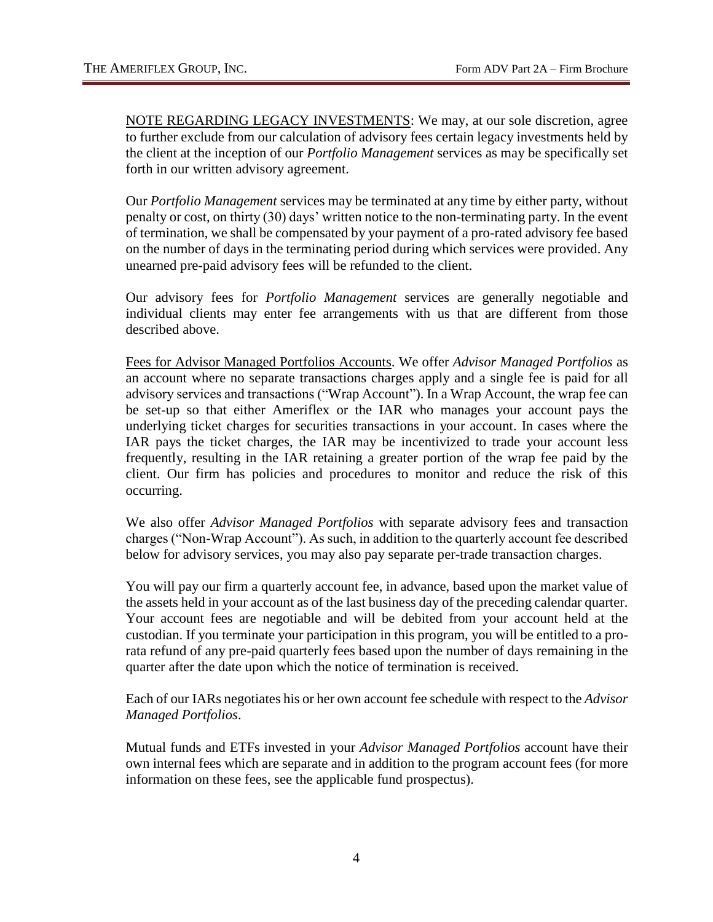NOTE REGARDING LEGACY INVESTMENTS: We may, at our sole discretion, agree to further exclude from our calculation of advisory fees certain legacy investments held by the client at the inception of our *Portfolio Management* services as may be specifically set forth in our written advisory agreement.

Our *Portfolio Management* services may be terminated at any time by either party, without penalty or cost, on thirty (30) days' written notice to the non-terminating party. In the event of termination, we shall be compensated by your payment of a pro-rated advisory fee based on the number of days in the terminating period during which services were provided. Any unearned pre-paid advisory fees will be refunded to the client.

Our advisory fees for *Portfolio Management* services are generally negotiable and individual clients may enter fee arrangements with us that are different from those described above.

Fees for Advisor Managed Portfolios Accounts. We offer *Advisor Managed Portfolios* as an account where no separate transactions charges apply and a single fee is paid for all advisory services and transactions ("Wrap Account"). In a Wrap Account, the wrap fee can be set-up so that either Ameriflex or the IAR who manages your account pays the underlying ticket charges for securities transactions in your account. In cases where the IAR pays the ticket charges, the IAR may be incentivized to trade your account less frequently, resulting in the IAR retaining a greater portion of the wrap fee paid by the client. Our firm has policies and procedures to monitor and reduce the risk of this occurring.

We also offer *Advisor Managed Portfolios* with separate advisory fees and transaction charges ("Non-Wrap Account"). As such, in addition to the quarterly account fee described below for advisory services, you may also pay separate per-trade transaction charges.

You will pay our firm a quarterly account fee, in advance, based upon the market value of the assets held in your account as of the last business day of the preceding calendar quarter. Your account fees are negotiable and will be debited from your account held at the custodian. If you terminate your participation in this program, you will be entitled to a pro-rata refund of any pre-paid quarterly fees based upon the number of days remaining in the quarter after the date upon which the notice of termination is received.

Each of our IARs negotiates his or her own account fee schedule with respect to the *Advisor Managed Portfolios*.

Mutual funds and ETFs invested in your *Advisor Managed Portfolios* account have their own internal fees which are separate and in addition to the program account fees (for more information on these fees, see the applicable fund prospectus).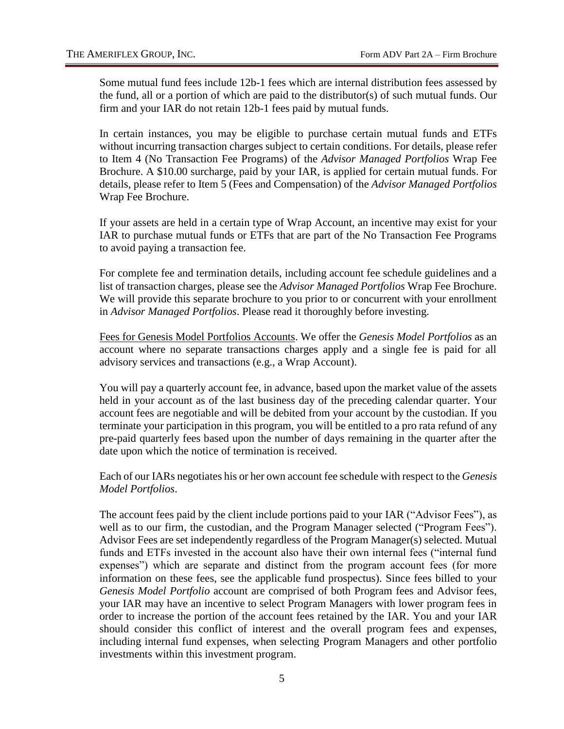Some mutual fund fees include 12b-1 fees which are internal distribution fees assessed by the fund, all or a portion of which are paid to the distributor(s) of such mutual funds. Our firm and your IAR do not retain 12b-1 fees paid by mutual funds.

In certain instances, you may be eligible to purchase certain mutual funds and ETFs without incurring transaction charges subject to certain conditions. For details, please refer to Item 4 (No Transaction Fee Programs) of the *Advisor Managed Portfolios* Wrap Fee Brochure. A $10.00 surcharge, paid by your IAR, is applied for certain mutual funds. For details, please refer to Item 5 (Fees and Compensation) of the *Advisor Managed Portfolios* Wrap Fee Brochure.

If your assets are held in a certain type of Wrap Account, an incentive may exist for your IAR to purchase mutual funds or ETFs that are part of the No Transaction Fee Programs to avoid paying a transaction fee.

For complete fee and termination details, including account fee schedule guidelines and a list of transaction charges, please see the *Advisor Managed Portfolios* Wrap Fee Brochure. We will provide this separate brochure to you prior to or concurrent with your enrollment in *Advisor Managed Portfolios*. Please read it thoroughly before investing.

Fees for Genesis Model Portfolios Accounts. We offer the *Genesis Model Portfolios* as an account where no separate transactions charges apply and a single fee is paid for all advisory services and transactions (e.g., a Wrap Account).

You will pay a quarterly account fee, in advance, based upon the market value of the assets held in your account as of the last business day of the preceding calendar quarter. Your account fees are negotiable and will be debited from your account by the custodian. If you terminate your participation in this program, you will be entitled to a pro rata refund of any pre-paid quarterly fees based upon the number of days remaining in the quarter after the date upon which the notice of termination is received.

Each of our IARs negotiates his or her own account fee schedule with respect to the *Genesis Model Portfolios*.

The account fees paid by the client include portions paid to your IAR ("Advisor Fees"), as well as to our firm, the custodian, and the Program Manager selected ("Program Fees"). Advisor Fees are set independently regardless of the Program Manager(s) selected. Mutual funds and ETFs invested in the account also have their own internal fees ("internal fund expenses") which are separate and distinct from the program account fees (for more information on these fees, see the applicable fund prospectus). Since fees billed to your *Genesis Model Portfolio* account are comprised of both Program fees and Advisor fees, your IAR may have an incentive to select Program Managers with lower program fees in order to increase the portion of the account fees retained by the IAR. You and your IAR should consider this conflict of interest and the overall program fees and expenses, including internal fund expenses, when selecting Program Managers and other portfolio investments within this investment program.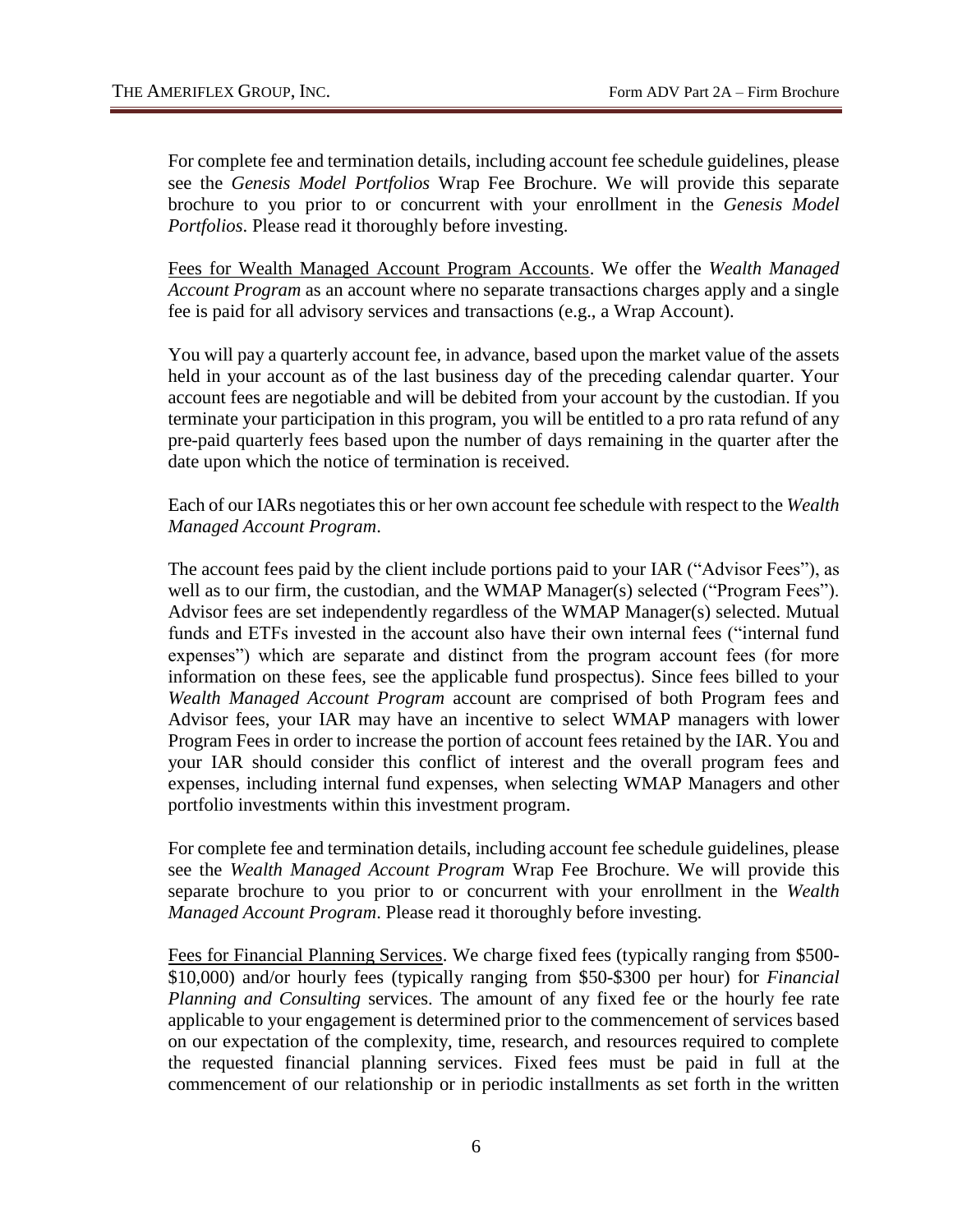For complete fee and termination details, including account fee schedule guidelines, please see the *Genesis Model Portfolios* Wrap Fee Brochure. We will provide this separate brochure to you prior to or concurrent with your enrollment in the *Genesis Model Portfolios*. Please read it thoroughly before investing.

<u>Fees for Wealth Managed Account Program Accounts</u>. We offer the *Wealth Managed Account Program* as an account where no separate transactions charges apply and a single fee is paid for all advisory services and transactions (e.g., a Wrap Account).

You will pay a quarterly account fee, in advance, based upon the market value of the assets held in your account as of the last business day of the preceding calendar quarter. Your account fees are negotiable and will be debited from your account by the custodian. If you terminate your participation in this program, you will be entitled to a pro rata refund of any pre-paid quarterly fees based upon the number of days remaining in the quarter after the date upon which the notice of termination is received.

Each of our IARs negotiates this or her own account fee schedule with respect to the *Wealth Managed Account Program*.

The account fees paid by the client include portions paid to your IAR ("Advisor Fees"), as well as to our firm, the custodian, and the WMAP Manager(s) selected ("Program Fees"). Advisor fees are set independently regardless of the WMAP Manager(s) selected. Mutual funds and ETFs invested in the account also have their own internal fees ("internal fund expenses") which are separate and distinct from the program account fees (for more information on these fees, see the applicable fund prospectus). Since fees billed to your *Wealth Managed Account Program* account are comprised of both Program fees and Advisor fees, your IAR may have an incentive to select WMAP managers with lower Program Fees in order to increase the portion of account fees retained by the IAR. You and your IAR should consider this conflict of interest and the overall program fees and expenses, including internal fund expenses, when selecting WMAP Managers and other portfolio investments within this investment program.

For complete fee and termination details, including account fee schedule guidelines, please see the *Wealth Managed Account Program* Wrap Fee Brochure. We will provide this separate brochure to you prior to or concurrent with your enrollment in the *Wealth Managed Account Program*. Please read it thoroughly before investing.

<u>Fees for Financial Planning Services</u>. We charge fixed fees (typically ranging from $500-$10,000) and/or hourly fees (typically ranging from $50-$300 per hour) for *Financial Planning and Consulting* services. The amount of any fixed fee or the hourly fee rate applicable to your engagement is determined prior to the commencement of services based on our expectation of the complexity, time, research, and resources required to complete the requested financial planning services. Fixed fees must be paid in full at the commencement of our relationship or in periodic installments as set forth in the written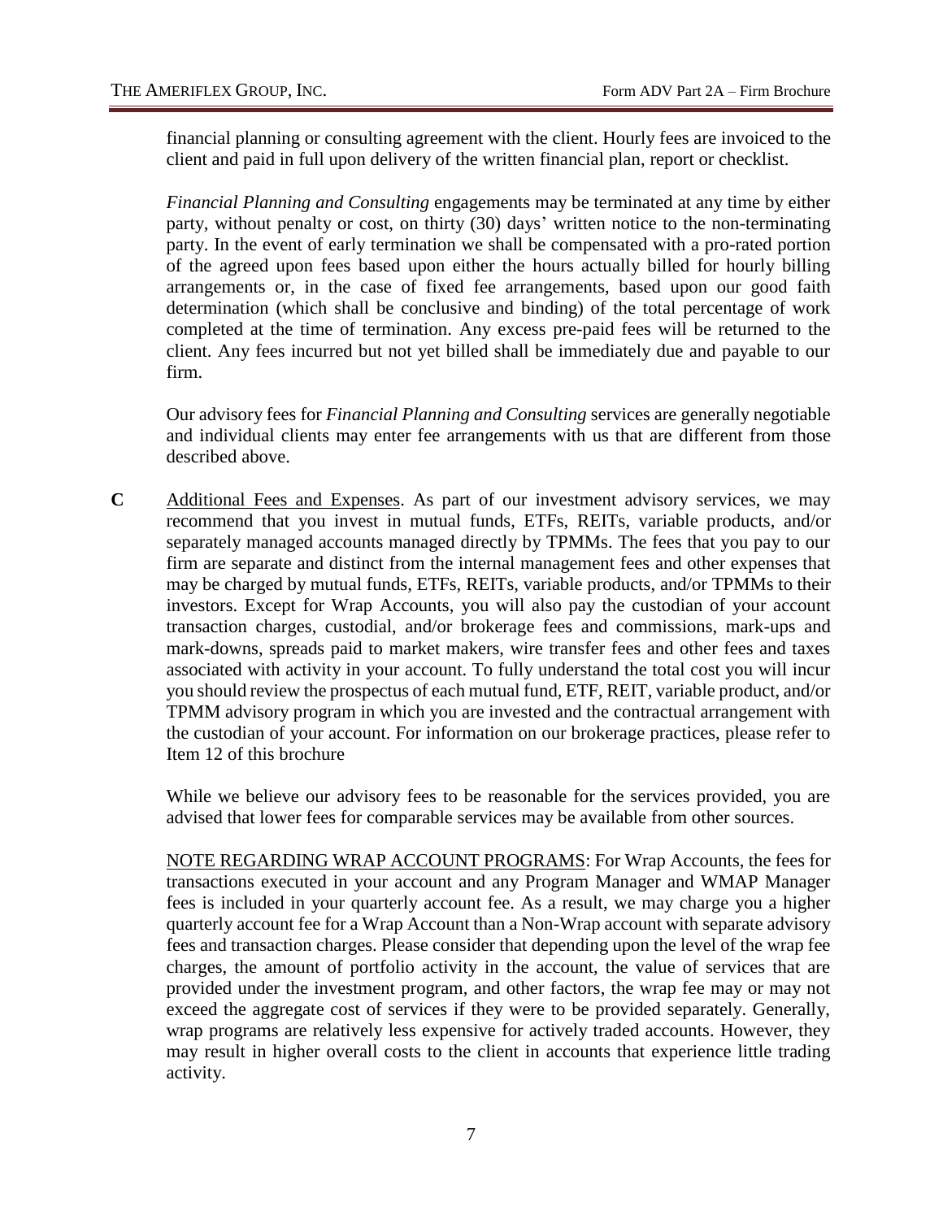financial planning or consulting agreement with the client. Hourly fees are invoiced to the client and paid in full upon delivery of the written financial plan, report or checklist.

*Financial Planning and Consulting* engagements may be terminated at any time by either party, without penalty or cost, on thirty (30) days' written notice to the non-terminating party. In the event of early termination we shall be compensated with a pro-rated portion of the agreed upon fees based upon either the hours actually billed for hourly billing arrangements or, in the case of fixed fee arrangements, based upon our good faith determination (which shall be conclusive and binding) of the total percentage of work completed at the time of termination. Any excess pre-paid fees will be returned to the client. Any fees incurred but not yet billed shall be immediately due and payable to our firm.

Our advisory fees for *Financial Planning and Consulting* services are generally negotiable and individual clients may enter fee arrangements with us that are different from those described above.

**C** Additional Fees and Expenses. As part of our investment advisory services, we may recommend that you invest in mutual funds, ETFs, REITs, variable products, and/or separately managed accounts managed directly by TPMMs. The fees that you pay to our firm are separate and distinct from the internal management fees and other expenses that may be charged by mutual funds, ETFs, REITs, variable products, and/or TPMMs to their investors. Except for Wrap Accounts, you will also pay the custodian of your account transaction charges, custodial, and/or brokerage fees and commissions, mark-ups and mark-downs, spreads paid to market makers, wire transfer fees and other fees and taxes associated with activity in your account. To fully understand the total cost you will incur you should review the prospectus of each mutual fund, ETF, REIT, variable product, and/or TPMM advisory program in which you are invested and the contractual arrangement with the custodian of your account. For information on our brokerage practices, please refer to Item 12 of this brochure

While we believe our advisory fees to be reasonable for the services provided, you are advised that lower fees for comparable services may be available from other sources.

NOTE REGARDING WRAP ACCOUNT PROGRAMS: For Wrap Accounts, the fees for transactions executed in your account and any Program Manager and WMAP Manager fees is included in your quarterly account fee. As a result, we may charge you a higher quarterly account fee for a Wrap Account than a Non-Wrap account with separate advisory fees and transaction charges. Please consider that depending upon the level of the wrap fee charges, the amount of portfolio activity in the account, the value of services that are provided under the investment program, and other factors, the wrap fee may or may not exceed the aggregate cost of services if they were to be provided separately. Generally, wrap programs are relatively less expensive for actively traded accounts. However, they may result in higher overall costs to the client in accounts that experience little trading activity.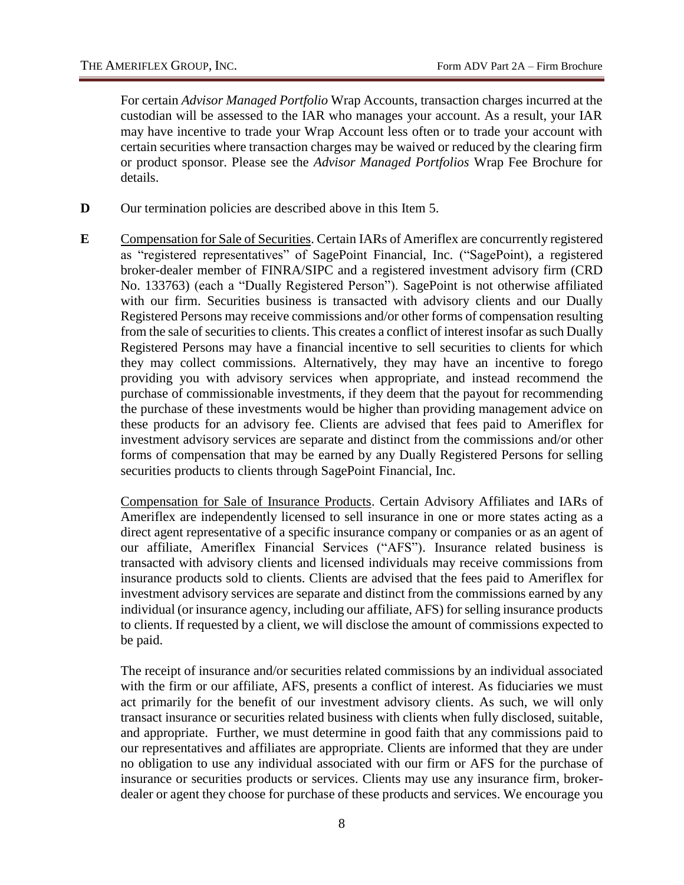For certain *Advisor Managed Portfolio* Wrap Accounts, transaction charges incurred at the custodian will be assessed to the IAR who manages your account. As a result, your IAR may have incentive to trade your Wrap Account less often or to trade your account with certain securities where transaction charges may be waived or reduced by the clearing firm or product sponsor. Please see the *Advisor Managed Portfolios* Wrap Fee Brochure for details.

**D** Our termination policies are described above in this Item 5.

**E** Compensation for Sale of Securities. Certain IARs of Ameriflex are concurrently registered as "registered representatives" of SagePoint Financial, Inc. ("SagePoint), a registered broker-dealer member of FINRA/SIPC and a registered investment advisory firm (CRD No. 133763) (each a "Dually Registered Person"). SagePoint is not otherwise affiliated with our firm. Securities business is transacted with advisory clients and our Dually Registered Persons may receive commissions and/or other forms of compensation resulting from the sale of securities to clients. This creates a conflict of interest insofar as such Dually Registered Persons may have a financial incentive to sell securities to clients for which they may collect commissions. Alternatively, they may have an incentive to forego providing you with advisory services when appropriate, and instead recommend the purchase of commissionable investments, if they deem that the payout for recommending the purchase of these investments would be higher than providing management advice on these products for an advisory fee. Clients are advised that fees paid to Ameriflex for investment advisory services are separate and distinct from the commissions and/or other forms of compensation that may be earned by any Dually Registered Persons for selling securities products to clients through SagePoint Financial, Inc.

Compensation for Sale of Insurance Products. Certain Advisory Affiliates and IARs of Ameriflex are independently licensed to sell insurance in one or more states acting as a direct agent representative of a specific insurance company or companies or as an agent of our affiliate, Ameriflex Financial Services ("AFS"). Insurance related business is transacted with advisory clients and licensed individuals may receive commissions from insurance products sold to clients. Clients are advised that the fees paid to Ameriflex for investment advisory services are separate and distinct from the commissions earned by any individual (or insurance agency, including our affiliate, AFS) for selling insurance products to clients. If requested by a client, we will disclose the amount of commissions expected to be paid.

The receipt of insurance and/or securities related commissions by an individual associated with the firm or our affiliate, AFS, presents a conflict of interest. As fiduciaries we must act primarily for the benefit of our investment advisory clients. As such, we will only transact insurance or securities related business with clients when fully disclosed, suitable, and appropriate. Further, we must determine in good faith that any commissions paid to our representatives and affiliates are appropriate. Clients are informed that they are under no obligation to use any individual associated with our firm or AFS for the purchase of insurance or securities products or services. Clients may use any insurance firm, broker-dealer or agent they choose for purchase of these products and services. We encourage you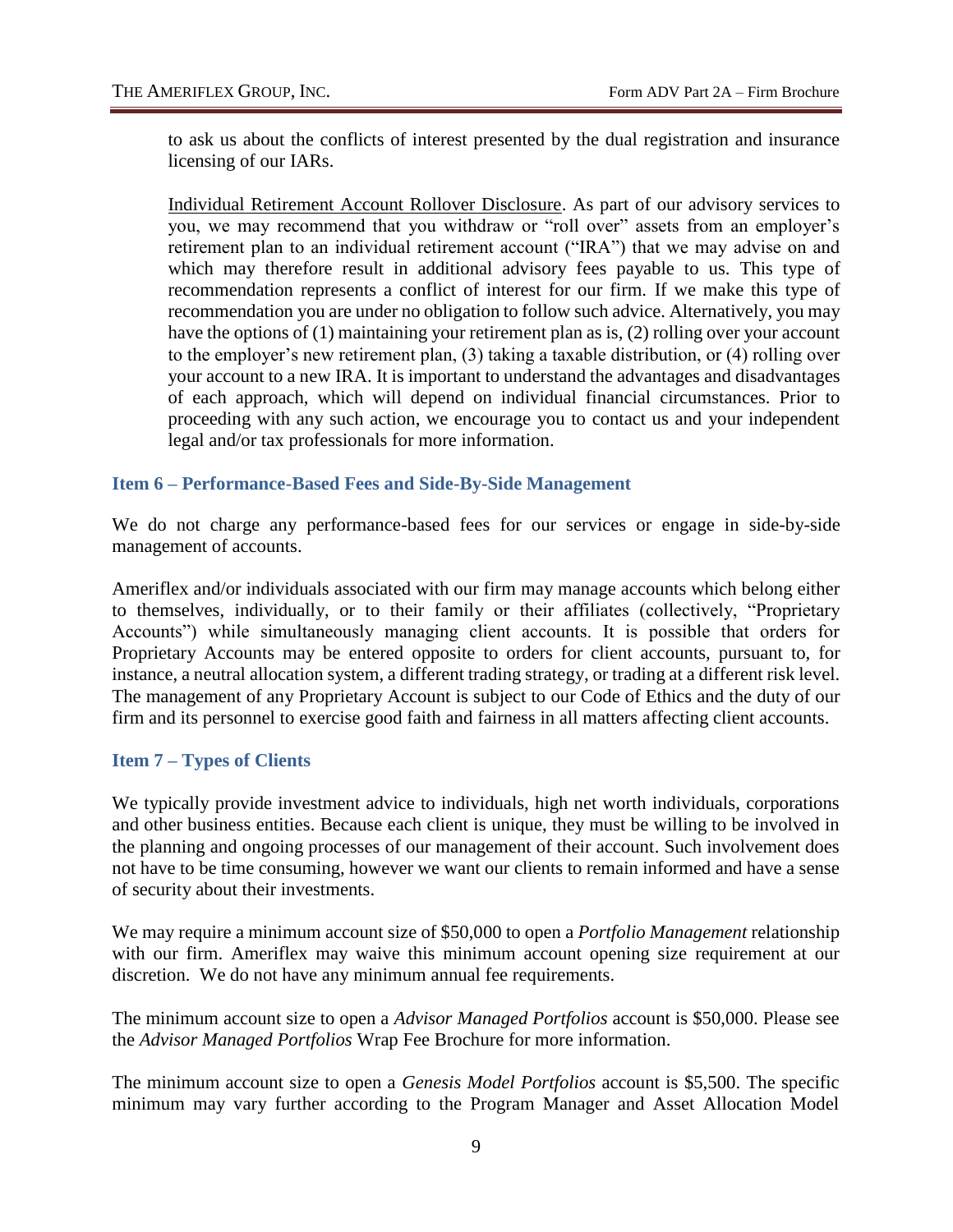to ask us about the conflicts of interest presented by the dual registration and insurance licensing of our IARs.

Individual Retirement Account Rollover Disclosure. As part of our advisory services to you, we may recommend that you withdraw or "roll over" assets from an employer's retirement plan to an individual retirement account ("IRA") that we may advise on and which may therefore result in additional advisory fees payable to us. This type of recommendation represents a conflict of interest for our firm. If we make this type of recommendation you are under no obligation to follow such advice. Alternatively, you may have the options of (1) maintaining your retirement plan as is, (2) rolling over your account to the employer's new retirement plan, (3) taking a taxable distribution, or (4) rolling over your account to a new IRA. It is important to understand the advantages and disadvantages of each approach, which will depend on individual financial circumstances. Prior to proceeding with any such action, we encourage you to contact us and your independent legal and/or tax professionals for more information.

## Item 6 – Performance-Based Fees and Side-By-Side Management

We do not charge any performance-based fees for our services or engage in side-by-side management of accounts.

Ameriflex and/or individuals associated with our firm may manage accounts which belong either to themselves, individually, or to their family or their affiliates (collectively, "Proprietary Accounts") while simultaneously managing client accounts. It is possible that orders for Proprietary Accounts may be entered opposite to orders for client accounts, pursuant to, for instance, a neutral allocation system, a different trading strategy, or trading at a different risk level. The management of any Proprietary Account is subject to our Code of Ethics and the duty of our firm and its personnel to exercise good faith and fairness in all matters affecting client accounts.

## Item 7 – Types of Clients

We typically provide investment advice to individuals, high net worth individuals, corporations and other business entities. Because each client is unique, they must be willing to be involved in the planning and ongoing processes of our management of their account. Such involvement does not have to be time consuming, however we want our clients to remain informed and have a sense of security about their investments.

We may require a minimum account size of $50,000 to open a *Portfolio Management* relationship with our firm. Ameriflex may waive this minimum account opening size requirement at our discretion. We do not have any minimum annual fee requirements.

The minimum account size to open a *Advisor Managed Portfolios* account is $50,000. Please see the *Advisor Managed Portfolios* Wrap Fee Brochure for more information.

The minimum account size to open a *Genesis Model Portfolios* account is $5,500. The specific minimum may vary further according to the Program Manager and Asset Allocation Model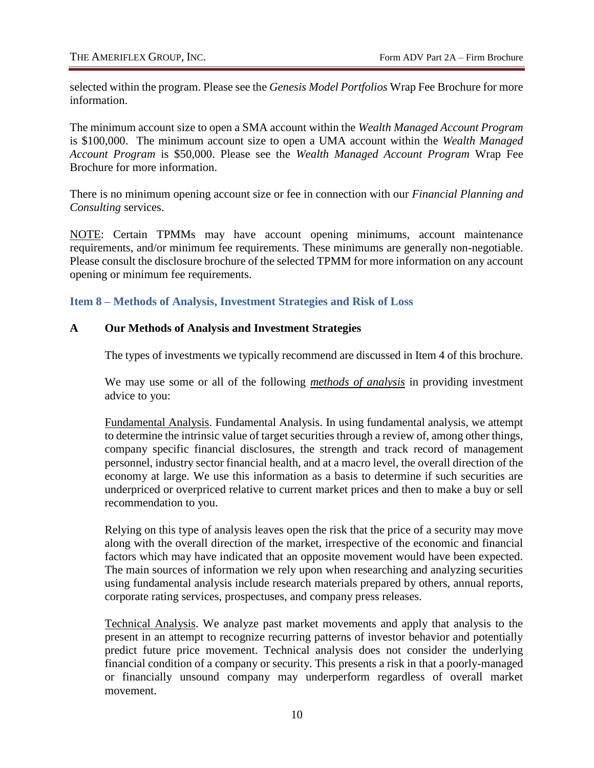selected within the program. Please see the *Genesis Model Portfolios* Wrap Fee Brochure for more information.

The minimum account size to open a SMA account within the *Wealth Managed Account Program* is $100,000. The minimum account size to open a UMA account within the *Wealth Managed Account Program* is $50,000. Please see the *Wealth Managed Account Program* Wrap Fee Brochure for more information.

There is no minimum opening account size or fee in connection with our *Financial Planning and Consulting* services.

NOTE: Certain TPMMs may have account opening minimums, account maintenance requirements, and/or minimum fee requirements. These minimums are generally non-negotiable. Please consult the disclosure brochure of the selected TPMM for more information on any account opening or minimum fee requirements.

## Item 8 – Methods of Analysis, Investment Strategies and Risk of Loss

### A Our Methods of Analysis and Investment Strategies

The types of investments we typically recommend are discussed in Item 4 of this brochure.

We may use some or all of the following ***methods of analysis*** in providing investment advice to you:

Fundamental Analysis. Fundamental Analysis. In using fundamental analysis, we attempt to determine the intrinsic value of target securities through a review of, among other things, company specific financial disclosures, the strength and track record of management personnel, industry sector financial health, and at a macro level, the overall direction of the economy at large. We use this information as a basis to determine if such securities are underpriced or overpriced relative to current market prices and then to make a buy or sell recommendation to you.

Relying on this type of analysis leaves open the risk that the price of a security may move along with the overall direction of the market, irrespective of the economic and financial factors which may have indicated that an opposite movement would have been expected. The main sources of information we rely upon when researching and analyzing securities using fundamental analysis include research materials prepared by others, annual reports, corporate rating services, prospectuses, and company press releases.

Technical Analysis. We analyze past market movements and apply that analysis to the present in an attempt to recognize recurring patterns of investor behavior and potentially predict future price movement. Technical analysis does not consider the underlying financial condition of a company or security. This presents a risk in that a poorly-managed or financially unsound company may underperform regardless of overall market movement.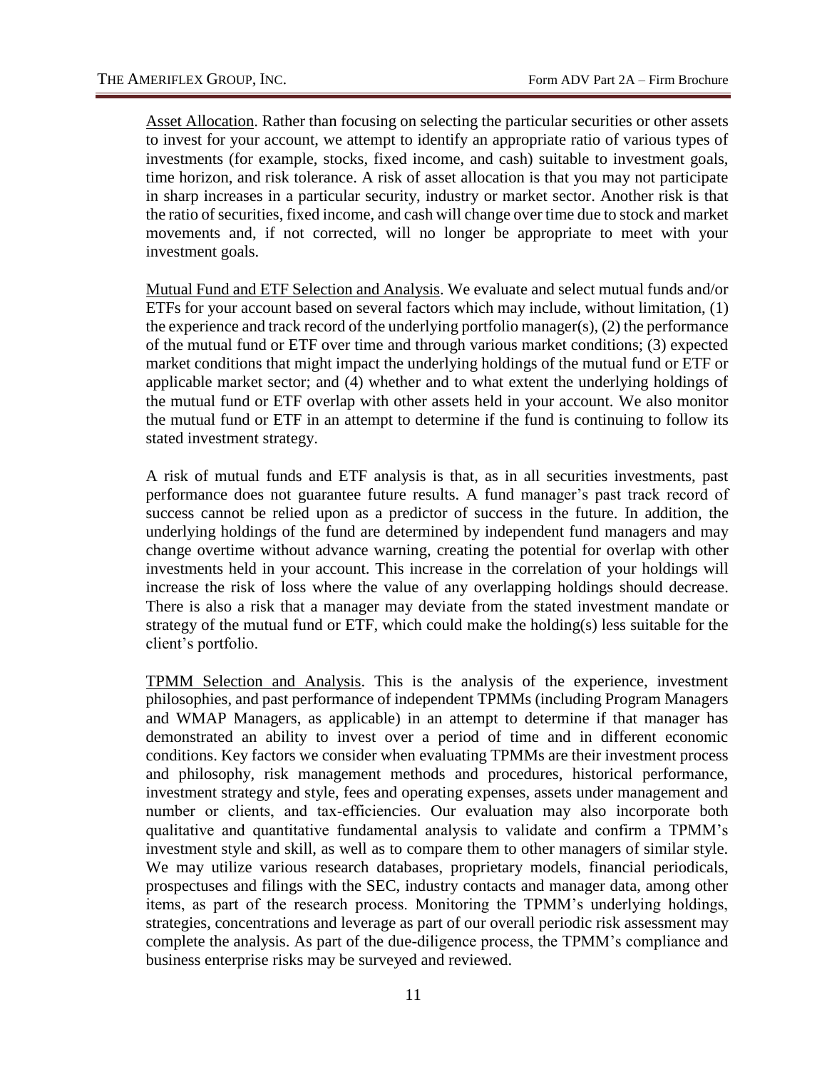Asset Allocation. Rather than focusing on selecting the particular securities or other assets to invest for your account, we attempt to identify an appropriate ratio of various types of investments (for example, stocks, fixed income, and cash) suitable to investment goals, time horizon, and risk tolerance. A risk of asset allocation is that you may not participate in sharp increases in a particular security, industry or market sector. Another risk is that the ratio of securities, fixed income, and cash will change over time due to stock and market movements and, if not corrected, will no longer be appropriate to meet with your investment goals.

Mutual Fund and ETF Selection and Analysis. We evaluate and select mutual funds and/or ETFs for your account based on several factors which may include, without limitation, (1) the experience and track record of the underlying portfolio manager(s), (2) the performance of the mutual fund or ETF over time and through various market conditions; (3) expected market conditions that might impact the underlying holdings of the mutual fund or ETF or applicable market sector; and (4) whether and to what extent the underlying holdings of the mutual fund or ETF overlap with other assets held in your account. We also monitor the mutual fund or ETF in an attempt to determine if the fund is continuing to follow its stated investment strategy.

A risk of mutual funds and ETF analysis is that, as in all securities investments, past performance does not guarantee future results. A fund manager's past track record of success cannot be relied upon as a predictor of success in the future. In addition, the underlying holdings of the fund are determined by independent fund managers and may change overtime without advance warning, creating the potential for overlap with other investments held in your account. This increase in the correlation of your holdings will increase the risk of loss where the value of any overlapping holdings should decrease. There is also a risk that a manager may deviate from the stated investment mandate or strategy of the mutual fund or ETF, which could make the holding(s) less suitable for the client's portfolio.

TPMM Selection and Analysis. This is the analysis of the experience, investment philosophies, and past performance of independent TPMMs (including Program Managers and WMAP Managers, as applicable) in an attempt to determine if that manager has demonstrated an ability to invest over a period of time and in different economic conditions. Key factors we consider when evaluating TPMMs are their investment process and philosophy, risk management methods and procedures, historical performance, investment strategy and style, fees and operating expenses, assets under management and number or clients, and tax-efficiencies. Our evaluation may also incorporate both qualitative and quantitative fundamental analysis to validate and confirm a TPMM's investment style and skill, as well as to compare them to other managers of similar style. We may utilize various research databases, proprietary models, financial periodicals, prospectuses and filings with the SEC, industry contacts and manager data, among other items, as part of the research process. Monitoring the TPMM's underlying holdings, strategies, concentrations and leverage as part of our overall periodic risk assessment may complete the analysis. As part of the due-diligence process, the TPMM's compliance and business enterprise risks may be surveyed and reviewed.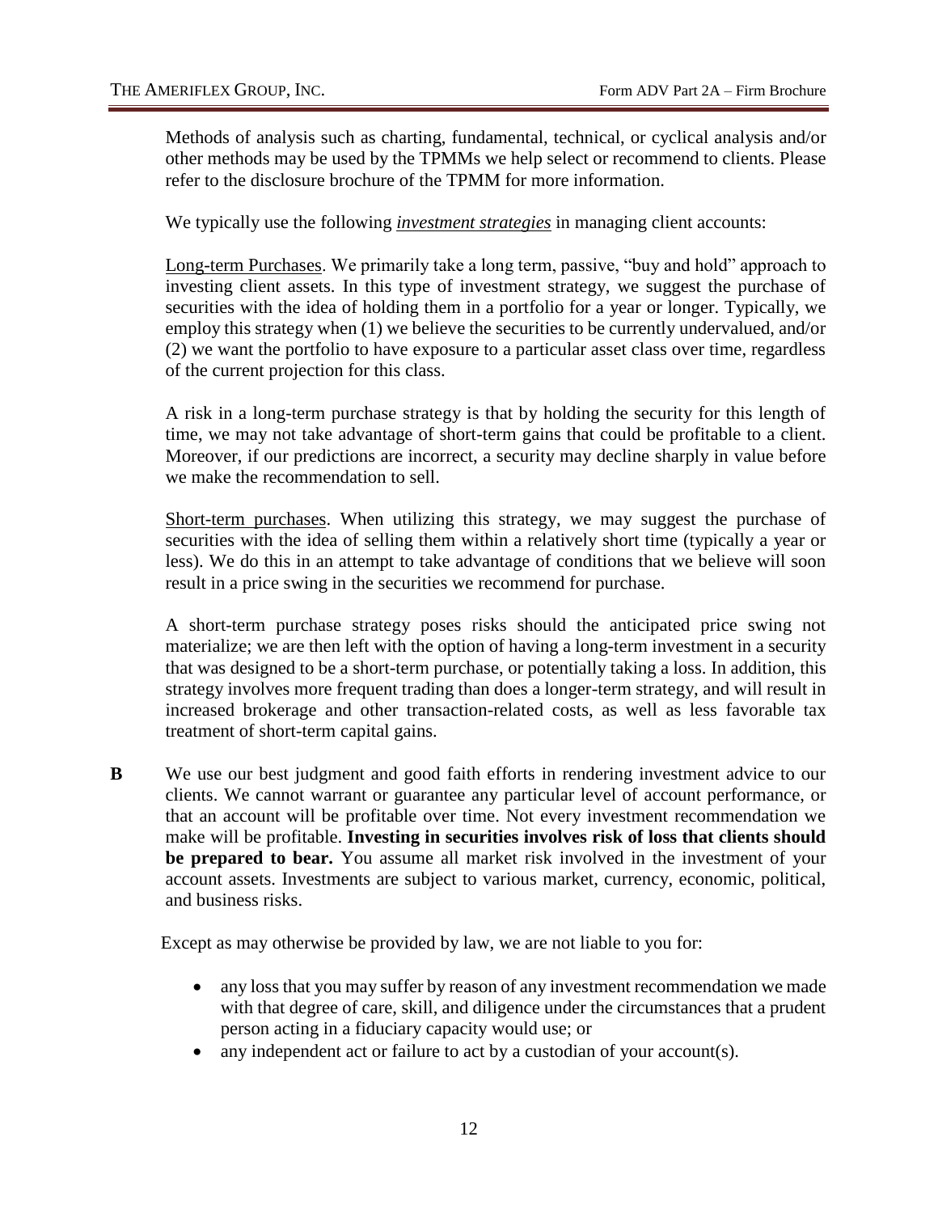Methods of analysis such as charting, fundamental, technical, or cyclical analysis and/or other methods may be used by the TPMMs we help select or recommend to clients. Please refer to the disclosure brochure of the TPMM for more information.

We typically use the following ***investment strategies*** in managing client accounts:

Long-term Purchases. We primarily take a long term, passive, "buy and hold" approach to investing client assets. In this type of investment strategy, we suggest the purchase of securities with the idea of holding them in a portfolio for a year or longer. Typically, we employ this strategy when (1) we believe the securities to be currently undervalued, and/or (2) we want the portfolio to have exposure to a particular asset class over time, regardless of the current projection for this class.

A risk in a long-term purchase strategy is that by holding the security for this length of time, we may not take advantage of short-term gains that could be profitable to a client. Moreover, if our predictions are incorrect, a security may decline sharply in value before we make the recommendation to sell.

Short-term purchases. When utilizing this strategy, we may suggest the purchase of securities with the idea of selling them within a relatively short time (typically a year or less). We do this in an attempt to take advantage of conditions that we believe will soon result in a price swing in the securities we recommend for purchase.

A short-term purchase strategy poses risks should the anticipated price swing not materialize; we are then left with the option of having a long-term investment in a security that was designed to be a short-term purchase, or potentially taking a loss. In addition, this strategy involves more frequent trading than does a longer-term strategy, and will result in increased brokerage and other transaction-related costs, as well as less favorable tax treatment of short-term capital gains.

**B** We use our best judgment and good faith efforts in rendering investment advice to our clients. We cannot warrant or guarantee any particular level of account performance, or that an account will be profitable over time. Not every investment recommendation we make will be profitable. **Investing in securities involves risk of loss that clients should be prepared to bear.** You assume all market risk involved in the investment of your account assets. Investments are subject to various market, currency, economic, political, and business risks.

Except as may otherwise be provided by law, we are not liable to you for:

- any loss that you may suffer by reason of any investment recommendation we made with that degree of care, skill, and diligence under the circumstances that a prudent person acting in a fiduciary capacity would use; or
- any independent act or failure to act by a custodian of your account(s).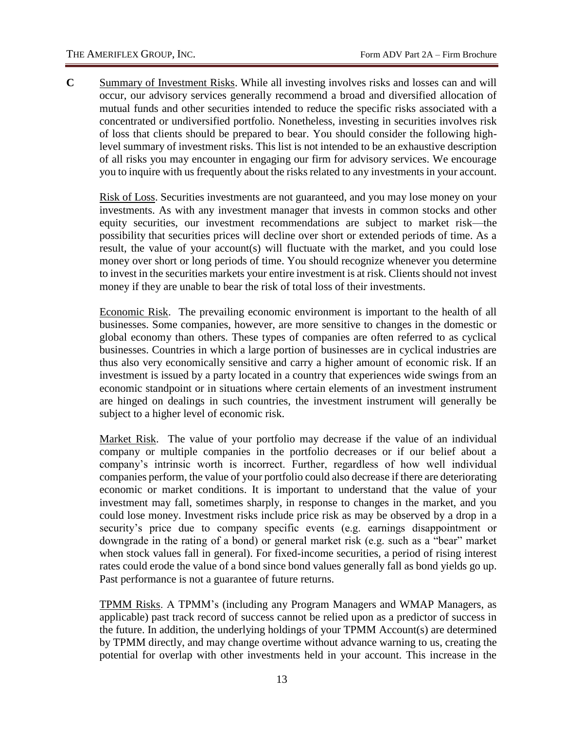**C** Summary of Investment Risks. While all investing involves risks and losses can and will occur, our advisory services generally recommend a broad and diversified allocation of mutual funds and other securities intended to reduce the specific risks associated with a concentrated or undiversified portfolio. Nonetheless, investing in securities involves risk of loss that clients should be prepared to bear. You should consider the following high-level summary of investment risks. This list is not intended to be an exhaustive description of all risks you may encounter in engaging our firm for advisory services. We encourage you to inquire with us frequently about the risks related to any investments in your account.

Risk of Loss. Securities investments are not guaranteed, and you may lose money on your investments. As with any investment manager that invests in common stocks and other equity securities, our investment recommendations are subject to market risk—the possibility that securities prices will decline over short or extended periods of time. As a result, the value of your account(s) will fluctuate with the market, and you could lose money over short or long periods of time. You should recognize whenever you determine to invest in the securities markets your entire investment is at risk. Clients should not invest money if they are unable to bear the risk of total loss of their investments.

Economic Risk. The prevailing economic environment is important to the health of all businesses. Some companies, however, are more sensitive to changes in the domestic or global economy than others. These types of companies are often referred to as cyclical businesses. Countries in which a large portion of businesses are in cyclical industries are thus also very economically sensitive and carry a higher amount of economic risk. If an investment is issued by a party located in a country that experiences wide swings from an economic standpoint or in situations where certain elements of an investment instrument are hinged on dealings in such countries, the investment instrument will generally be subject to a higher level of economic risk.

Market Risk. The value of your portfolio may decrease if the value of an individual company or multiple companies in the portfolio decreases or if our belief about a company's intrinsic worth is incorrect. Further, regardless of how well individual companies perform, the value of your portfolio could also decrease if there are deteriorating economic or market conditions. It is important to understand that the value of your investment may fall, sometimes sharply, in response to changes in the market, and you could lose money. Investment risks include price risk as may be observed by a drop in a security's price due to company specific events (e.g. earnings disappointment or downgrade in the rating of a bond) or general market risk (e.g. such as a "bear" market when stock values fall in general). For fixed-income securities, a period of rising interest rates could erode the value of a bond since bond values generally fall as bond yields go up. Past performance is not a guarantee of future returns.

TPMM Risks. A TPMM's (including any Program Managers and WMAP Managers, as applicable) past track record of success cannot be relied upon as a predictor of success in the future. In addition, the underlying holdings of your TPMM Account(s) are determined by TPMM directly, and may change overtime without advance warning to us, creating the potential for overlap with other investments held in your account. This increase in the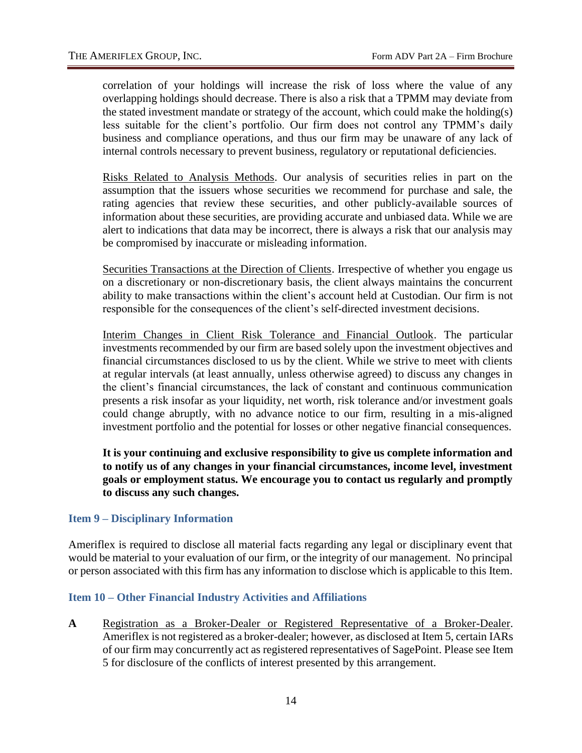correlation of your holdings will increase the risk of loss where the value of any overlapping holdings should decrease. There is also a risk that a TPMM may deviate from the stated investment mandate or strategy of the account, which could make the holding(s) less suitable for the client's portfolio. Our firm does not control any TPMM's daily business and compliance operations, and thus our firm may be unaware of any lack of internal controls necessary to prevent business, regulatory or reputational deficiencies.

Risks Related to Analysis Methods. Our analysis of securities relies in part on the assumption that the issuers whose securities we recommend for purchase and sale, the rating agencies that review these securities, and other publicly-available sources of information about these securities, are providing accurate and unbiased data. While we are alert to indications that data may be incorrect, there is always a risk that our analysis may be compromised by inaccurate or misleading information.

Securities Transactions at the Direction of Clients. Irrespective of whether you engage us on a discretionary or non-discretionary basis, the client always maintains the concurrent ability to make transactions within the client's account held at Custodian. Our firm is not responsible for the consequences of the client's self-directed investment decisions.

Interim Changes in Client Risk Tolerance and Financial Outlook. The particular investments recommended by our firm are based solely upon the investment objectives and financial circumstances disclosed to us by the client. While we strive to meet with clients at regular intervals (at least annually, unless otherwise agreed) to discuss any changes in the client's financial circumstances, the lack of constant and continuous communication presents a risk insofar as your liquidity, net worth, risk tolerance and/or investment goals could change abruptly, with no advance notice to our firm, resulting in a mis-aligned investment portfolio and the potential for losses or other negative financial consequences.

**It is your continuing and exclusive responsibility to give us complete information and to notify us of any changes in your financial circumstances, income level, investment goals or employment status. We encourage you to contact us regularly and promptly to discuss any such changes.**

## Item 9 – Disciplinary Information

Ameriflex is required to disclose all material facts regarding any legal or disciplinary event that would be material to your evaluation of our firm, or the integrity of our management. No principal or person associated with this firm has any information to disclose which is applicable to this Item.

## Item 10 – Other Financial Industry Activities and Affiliations

**A** Registration as a Broker-Dealer or Registered Representative of a Broker-Dealer. Ameriflex is not registered as a broker-dealer; however, as disclosed at Item 5, certain IARs of our firm may concurrently act as registered representatives of SagePoint. Please see Item 5 for disclosure of the conflicts of interest presented by this arrangement.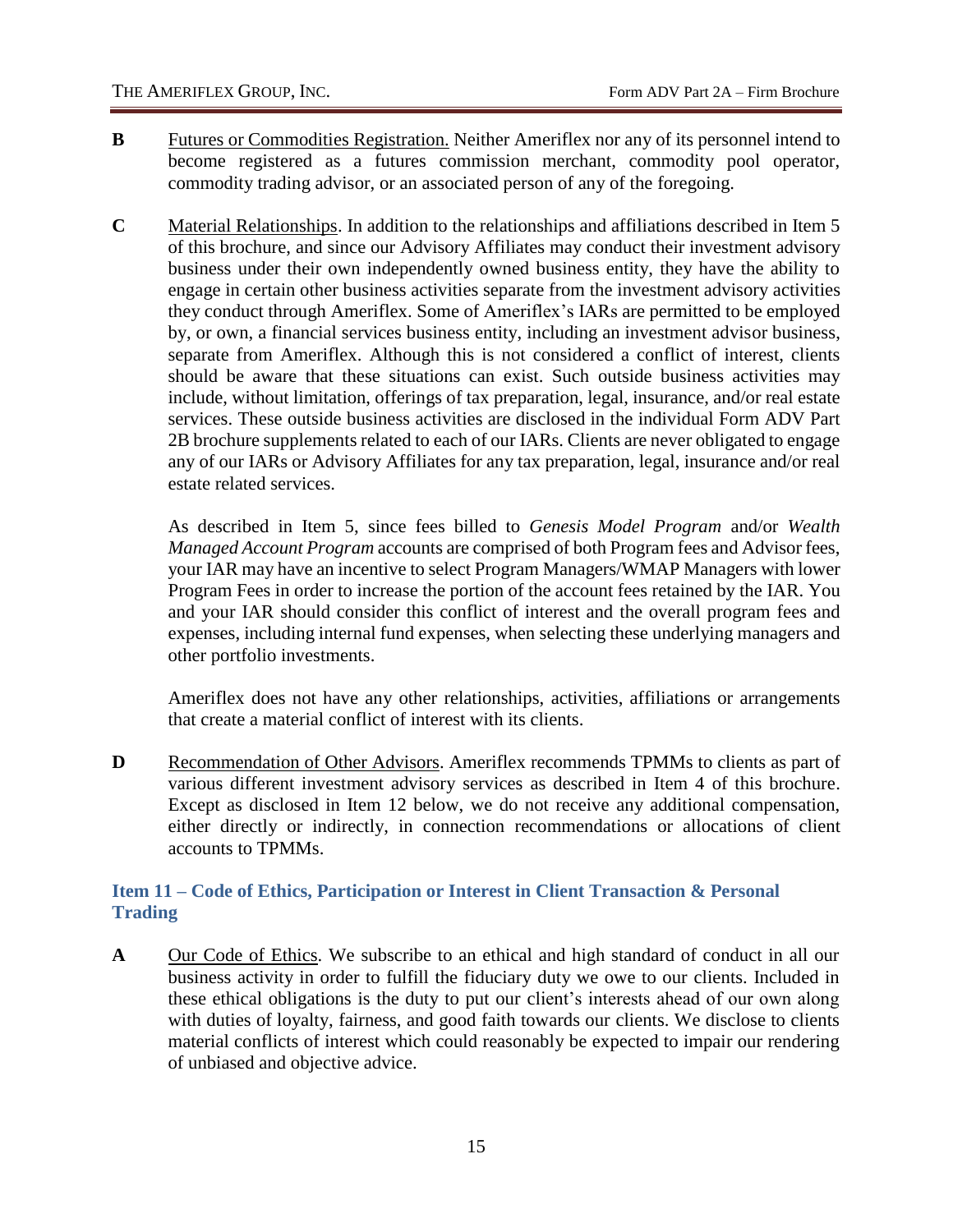**B** <u>Futures or Commodities Registration.</u> Neither Ameriflex nor any of its personnel intend to become registered as a futures commission merchant, commodity pool operator, commodity trading advisor, or an associated person of any of the foregoing.

**C** <u>Material Relationships</u>. In addition to the relationships and affiliations described in Item 5 of this brochure, and since our Advisory Affiliates may conduct their investment advisory business under their own independently owned business entity, they have the ability to engage in certain other business activities separate from the investment advisory activities they conduct through Ameriflex. Some of Ameriflex's IARs are permitted to be employed by, or own, a financial services business entity, including an investment advisor business, separate from Ameriflex. Although this is not considered a conflict of interest, clients should be aware that these situations can exist. Such outside business activities may include, without limitation, offerings of tax preparation, legal, insurance, and/or real estate services. These outside business activities are disclosed in the individual Form ADV Part 2B brochure supplements related to each of our IARs. Clients are never obligated to engage any of our IARs or Advisory Affiliates for any tax preparation, legal, insurance and/or real estate related services.

As described in Item 5, since fees billed to *Genesis Model Program* and/or *Wealth Managed Account Program* accounts are comprised of both Program fees and Advisor fees, your IAR may have an incentive to select Program Managers/WMAP Managers with lower Program Fees in order to increase the portion of the account fees retained by the IAR. You and your IAR should consider this conflict of interest and the overall program fees and expenses, including internal fund expenses, when selecting these underlying managers and other portfolio investments.

Ameriflex does not have any other relationships, activities, affiliations or arrangements that create a material conflict of interest with its clients.

**D** <u>Recommendation of Other Advisors</u>. Ameriflex recommends TPMMs to clients as part of various different investment advisory services as described in Item 4 of this brochure. Except as disclosed in Item 12 below, we do not receive any additional compensation, either directly or indirectly, in connection recommendations or allocations of client accounts to TPMMs.

## Item 11 – Code of Ethics, Participation or Interest in Client Transaction & Personal Trading

**A** <u>Our Code of Ethics</u>. We subscribe to an ethical and high standard of conduct in all our business activity in order to fulfill the fiduciary duty we owe to our clients. Included in these ethical obligations is the duty to put our client's interests ahead of our own along with duties of loyalty, fairness, and good faith towards our clients. We disclose to clients material conflicts of interest which could reasonably be expected to impair our rendering of unbiased and objective advice.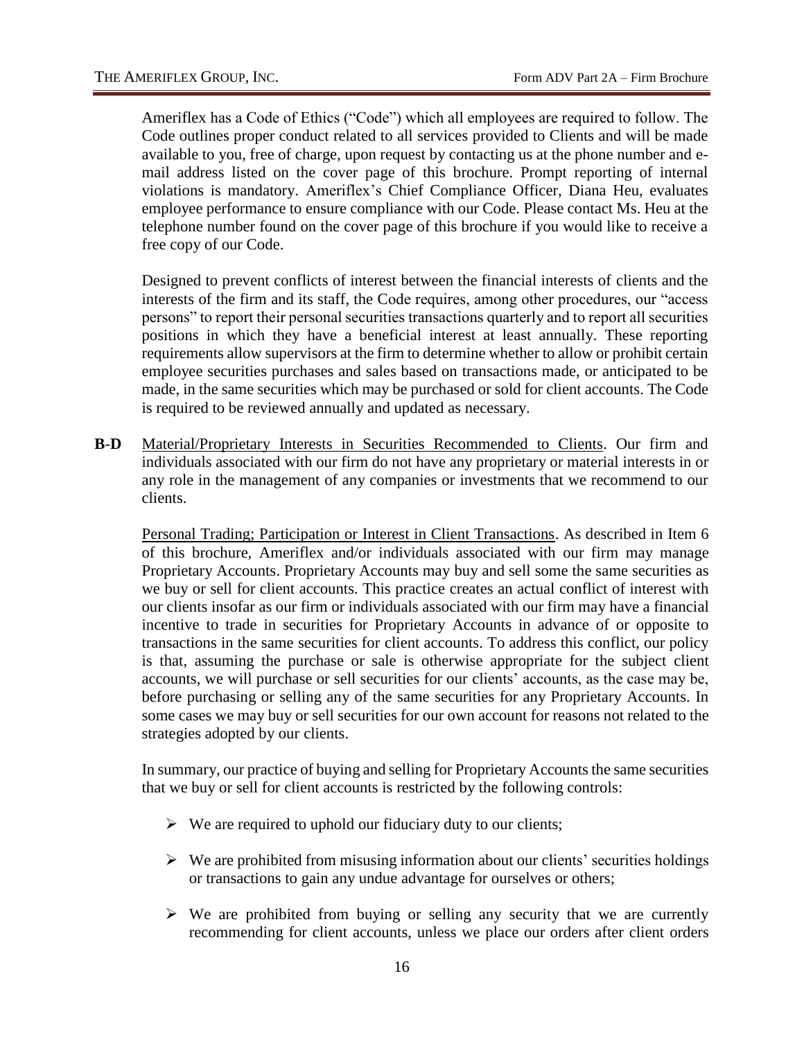Ameriflex has a Code of Ethics ("Code") which all employees are required to follow. The Code outlines proper conduct related to all services provided to Clients and will be made available to you, free of charge, upon request by contacting us at the phone number and e-mail address listed on the cover page of this brochure. Prompt reporting of internal violations is mandatory. Ameriflex's Chief Compliance Officer, Diana Heu, evaluates employee performance to ensure compliance with our Code. Please contact Ms. Heu at the telephone number found on the cover page of this brochure if you would like to receive a free copy of our Code.

Designed to prevent conflicts of interest between the financial interests of clients and the interests of the firm and its staff, the Code requires, among other procedures, our "access persons" to report their personal securities transactions quarterly and to report all securities positions in which they have a beneficial interest at least annually. These reporting requirements allow supervisors at the firm to determine whether to allow or prohibit certain employee securities purchases and sales based on transactions made, or anticipated to be made, in the same securities which may be purchased or sold for client accounts. The Code is required to be reviewed annually and updated as necessary.

**B-D** Material/Proprietary Interests in Securities Recommended to Clients. Our firm and individuals associated with our firm do not have any proprietary or material interests in or any role in the management of any companies or investments that we recommend to our clients.

Personal Trading; Participation or Interest in Client Transactions. As described in Item 6 of this brochure, Ameriflex and/or individuals associated with our firm may manage Proprietary Accounts. Proprietary Accounts may buy and sell some the same securities as we buy or sell for client accounts. This practice creates an actual conflict of interest with our clients insofar as our firm or individuals associated with our firm may have a financial incentive to trade in securities for Proprietary Accounts in advance of or opposite to transactions in the same securities for client accounts. To address this conflict, our policy is that, assuming the purchase or sale is otherwise appropriate for the subject client accounts, we will purchase or sell securities for our clients' accounts, as the case may be, before purchasing or selling any of the same securities for any Proprietary Accounts. In some cases we may buy or sell securities for our own account for reasons not related to the strategies adopted by our clients.

In summary, our practice of buying and selling for Proprietary Accounts the same securities that we buy or sell for client accounts is restricted by the following controls:

- We are required to uphold our fiduciary duty to our clients;
- We are prohibited from misusing information about our clients' securities holdings or transactions to gain any undue advantage for ourselves or others;
- We are prohibited from buying or selling any security that we are currently recommending for client accounts, unless we place our orders after client orders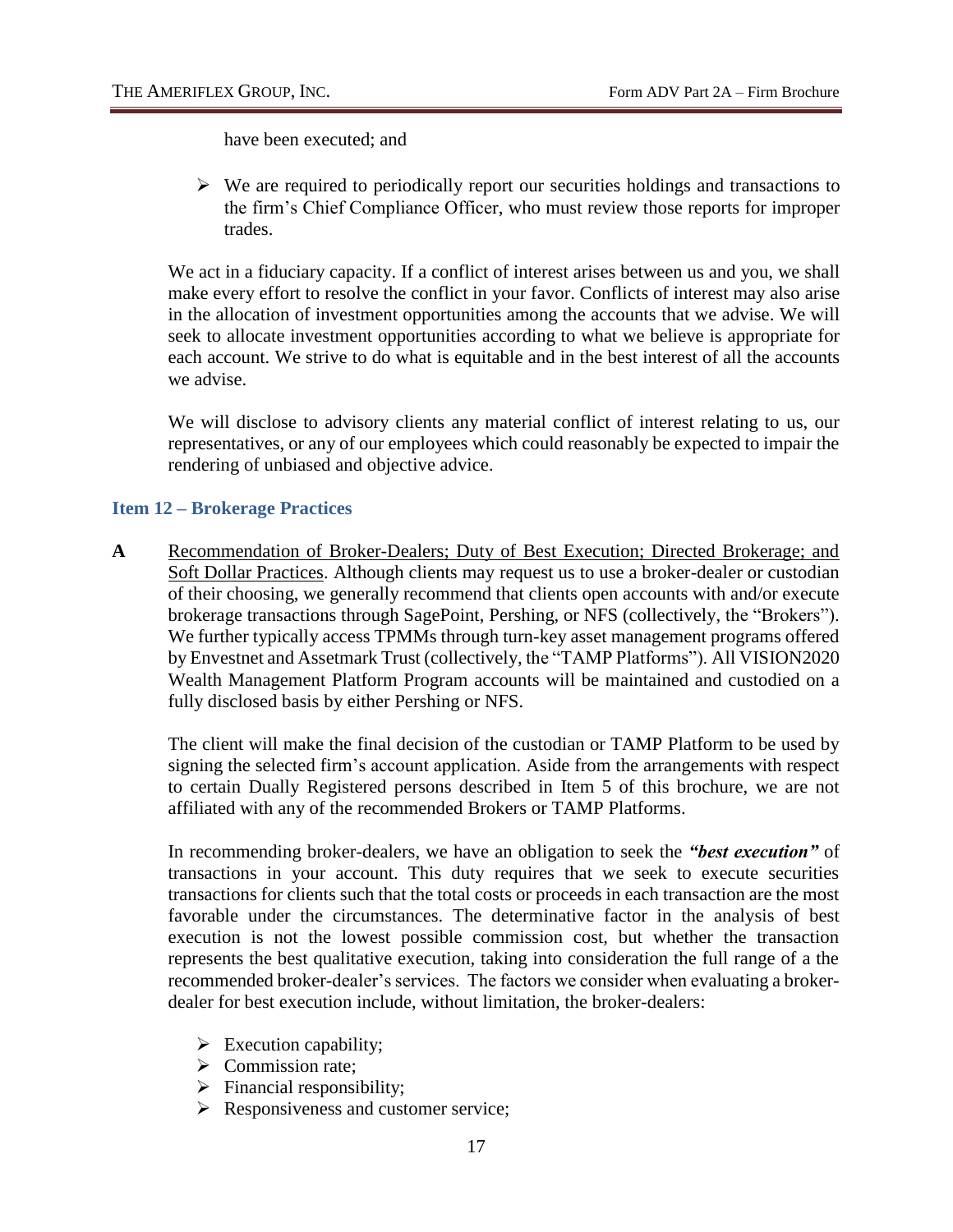have been executed; and

- We are required to periodically report our securities holdings and transactions to the firm's Chief Compliance Officer, who must review those reports for improper trades.

We act in a fiduciary capacity. If a conflict of interest arises between us and you, we shall make every effort to resolve the conflict in your favor. Conflicts of interest may also arise in the allocation of investment opportunities among the accounts that we advise. We will seek to allocate investment opportunities according to what we believe is appropriate for each account. We strive to do what is equitable and in the best interest of all the accounts we advise.

We will disclose to advisory clients any material conflict of interest relating to us, our representatives, or any of our employees which could reasonably be expected to impair the rendering of unbiased and objective advice.

## Item 12 – Brokerage Practices

**A** Recommendation of Broker-Dealers; Duty of Best Execution; Directed Brokerage; and Soft Dollar Practices. Although clients may request us to use a broker-dealer or custodian of their choosing, we generally recommend that clients open accounts with and/or execute brokerage transactions through SagePoint, Pershing, or NFS (collectively, the "Brokers"). We further typically access TPMMs through turn-key asset management programs offered by Envestnet and Assetmark Trust (collectively, the "TAMP Platforms"). All VISION2020 Wealth Management Platform Program accounts will be maintained and custodied on a fully disclosed basis by either Pershing or NFS.

The client will make the final decision of the custodian or TAMP Platform to be used by signing the selected firm's account application. Aside from the arrangements with respect to certain Dually Registered persons described in Item 5 of this brochure, we are not affiliated with any of the recommended Brokers or TAMP Platforms.

In recommending broker-dealers, we have an obligation to seek the ***"best execution"*** of transactions in your account. This duty requires that we seek to execute securities transactions for clients such that the total costs or proceeds in each transaction are the most favorable under the circumstances. The determinative factor in the analysis of best execution is not the lowest possible commission cost, but whether the transaction represents the best qualitative execution, taking into consideration the full range of a the recommended broker-dealer's services. The factors we consider when evaluating a broker-dealer for best execution include, without limitation, the broker-dealers:

- Execution capability;
- Commission rate;
- Financial responsibility;
- Responsiveness and customer service;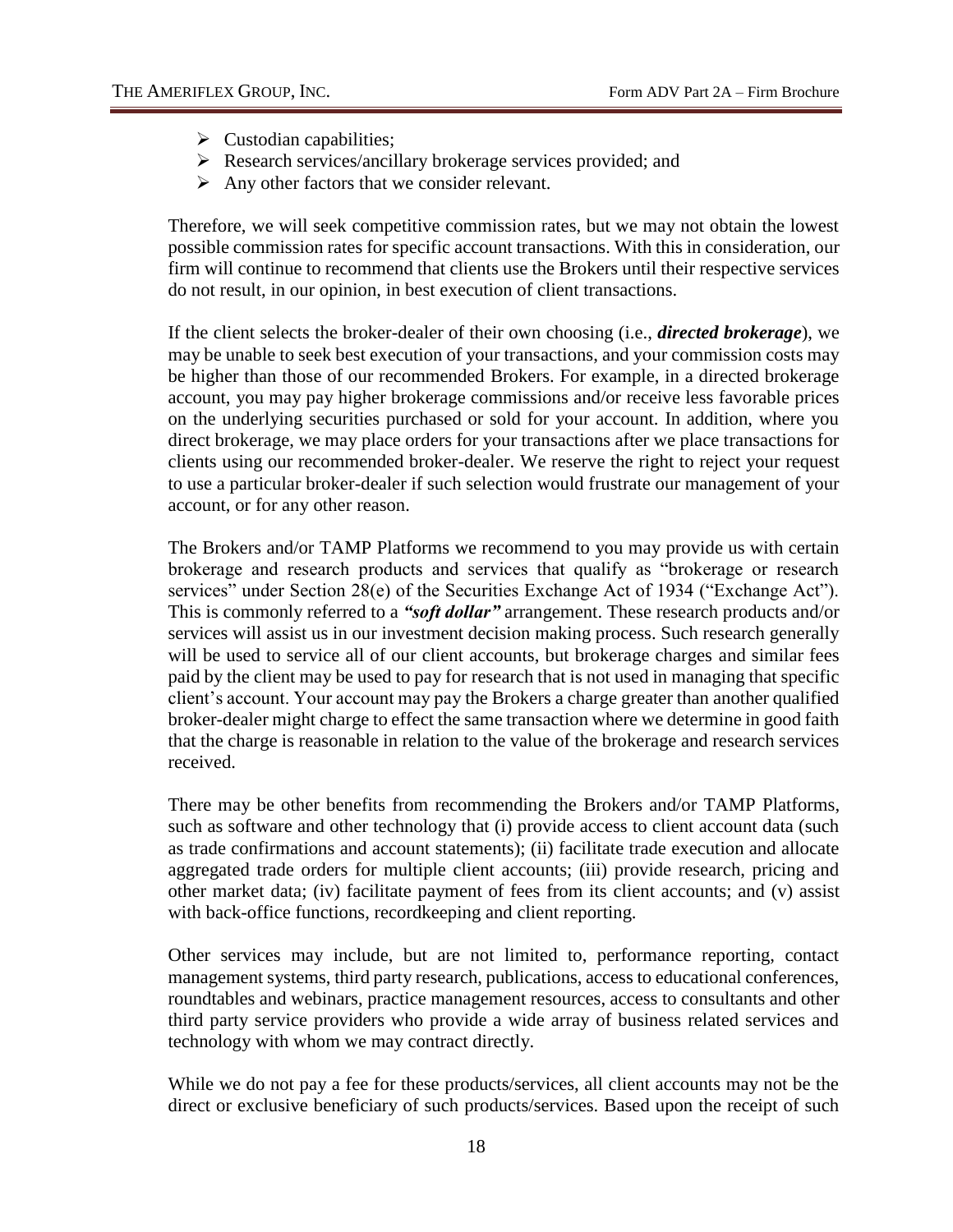- Custodian capabilities;
- Research services/ancillary brokerage services provided; and
- Any other factors that we consider relevant.

Therefore, we will seek competitive commission rates, but we may not obtain the lowest possible commission rates for specific account transactions. With this in consideration, our firm will continue to recommend that clients use the Brokers until their respective services do not result, in our opinion, in best execution of client transactions.

If the client selects the broker-dealer of their own choosing (i.e., ***directed brokerage***), we may be unable to seek best execution of your transactions, and your commission costs may be higher than those of our recommended Brokers. For example, in a directed brokerage account, you may pay higher brokerage commissions and/or receive less favorable prices on the underlying securities purchased or sold for your account. In addition, where you direct brokerage, we may place orders for your transactions after we place transactions for clients using our recommended broker-dealer. We reserve the right to reject your request to use a particular broker-dealer if such selection would frustrate our management of your account, or for any other reason.

The Brokers and/or TAMP Platforms we recommend to you may provide us with certain brokerage and research products and services that qualify as "brokerage or research services" under Section 28(e) of the Securities Exchange Act of 1934 ("Exchange Act"). This is commonly referred to a ***"soft dollar"*** arrangement. These research products and/or services will assist us in our investment decision making process. Such research generally will be used to service all of our client accounts, but brokerage charges and similar fees paid by the client may be used to pay for research that is not used in managing that specific client's account. Your account may pay the Brokers a charge greater than another qualified broker-dealer might charge to effect the same transaction where we determine in good faith that the charge is reasonable in relation to the value of the brokerage and research services received.

There may be other benefits from recommending the Brokers and/or TAMP Platforms, such as software and other technology that (i) provide access to client account data (such as trade confirmations and account statements); (ii) facilitate trade execution and allocate aggregated trade orders for multiple client accounts; (iii) provide research, pricing and other market data; (iv) facilitate payment of fees from its client accounts; and (v) assist with back-office functions, recordkeeping and client reporting.

Other services may include, but are not limited to, performance reporting, contact management systems, third party research, publications, access to educational conferences, roundtables and webinars, practice management resources, access to consultants and other third party service providers who provide a wide array of business related services and technology with whom we may contract directly.

While we do not pay a fee for these products/services, all client accounts may not be the direct or exclusive beneficiary of such products/services. Based upon the receipt of such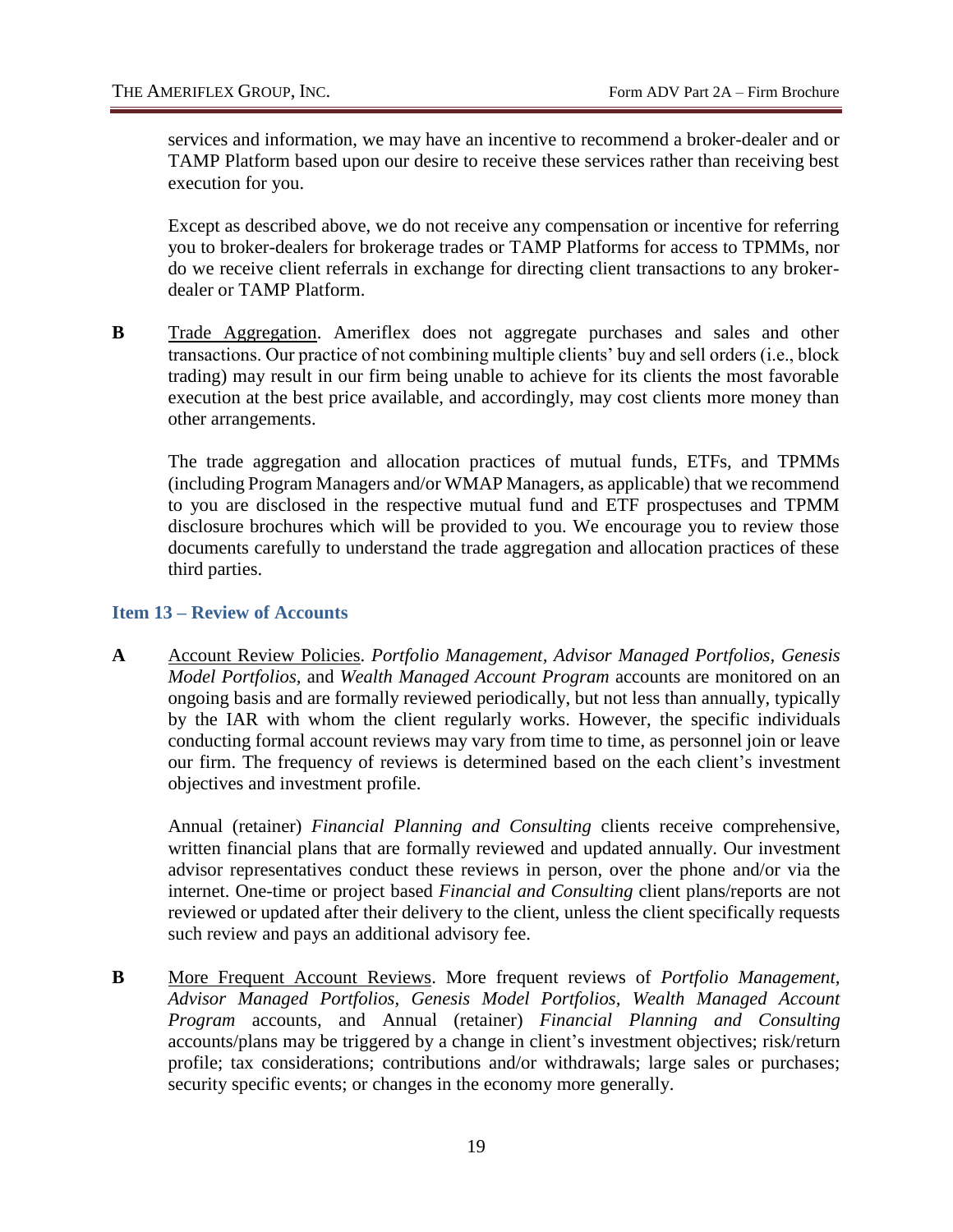services and information, we may have an incentive to recommend a broker-dealer and or TAMP Platform based upon our desire to receive these services rather than receiving best execution for you.

Except as described above, we do not receive any compensation or incentive for referring you to broker-dealers for brokerage trades or TAMP Platforms for access to TPMMs, nor do we receive client referrals in exchange for directing client transactions to any broker-dealer or TAMP Platform.

**B** Trade Aggregation. Ameriflex does not aggregate purchases and sales and other transactions. Our practice of not combining multiple clients' buy and sell orders (i.e., block trading) may result in our firm being unable to achieve for its clients the most favorable execution at the best price available, and accordingly, may cost clients more money than other arrangements.

The trade aggregation and allocation practices of mutual funds, ETFs, and TPMMs (including Program Managers and/or WMAP Managers, as applicable) that we recommend to you are disclosed in the respective mutual fund and ETF prospectuses and TPMM disclosure brochures which will be provided to you. We encourage you to review those documents carefully to understand the trade aggregation and allocation practices of these third parties.

## Item 13 – Review of Accounts

**A** Account Review Policies. *Portfolio Management*, *Advisor Managed Portfolios, Genesis Model Portfolios,* and *Wealth Managed Account Program* accounts are monitored on an ongoing basis and are formally reviewed periodically, but not less than annually, typically by the IAR with whom the client regularly works. However, the specific individuals conducting formal account reviews may vary from time to time, as personnel join or leave our firm. The frequency of reviews is determined based on the each client's investment objectives and investment profile.

Annual (retainer) *Financial Planning and Consulting* clients receive comprehensive, written financial plans that are formally reviewed and updated annually. Our investment advisor representatives conduct these reviews in person, over the phone and/or via the internet. One-time or project based *Financial and Consulting* client plans/reports are not reviewed or updated after their delivery to the client, unless the client specifically requests such review and pays an additional advisory fee.

**B** More Frequent Account Reviews. More frequent reviews of *Portfolio Management, Advisor Managed Portfolios, Genesis Model Portfolios, Wealth Managed Account Program* accounts, and Annual (retainer) *Financial Planning and Consulting* accounts/plans may be triggered by a change in client's investment objectives; risk/return profile; tax considerations; contributions and/or withdrawals; large sales or purchases; security specific events; or changes in the economy more generally.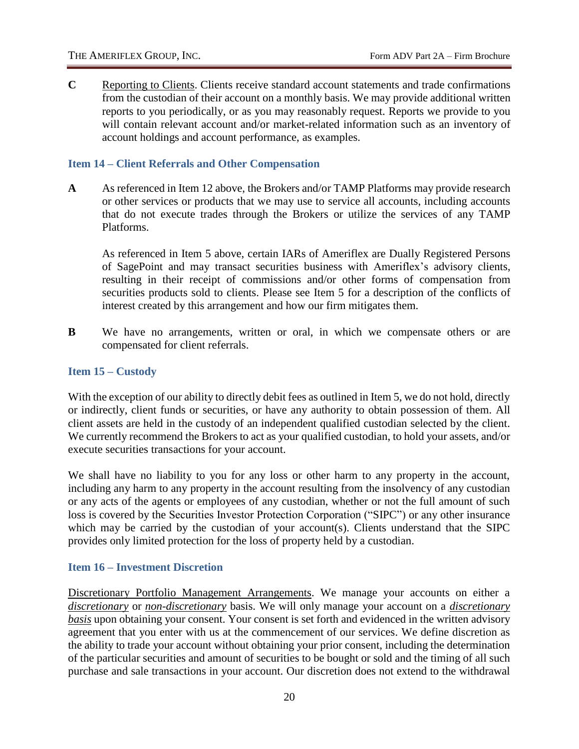**C** Reporting to Clients. Clients receive standard account statements and trade confirmations from the custodian of their account on a monthly basis. We may provide additional written reports to you periodically, or as you may reasonably request. Reports we provide to you will contain relevant account and/or market-related information such as an inventory of account holdings and account performance, as examples.

## Item 14 – Client Referrals and Other Compensation

**A** As referenced in Item 12 above, the Brokers and/or TAMP Platforms may provide research or other services or products that we may use to service all accounts, including accounts that do not execute trades through the Brokers or utilize the services of any TAMP Platforms.

As referenced in Item 5 above, certain IARs of Ameriflex are Dually Registered Persons of SagePoint and may transact securities business with Ameriflex's advisory clients, resulting in their receipt of commissions and/or other forms of compensation from securities products sold to clients. Please see Item 5 for a description of the conflicts of interest created by this arrangement and how our firm mitigates them.

**B** We have no arrangements, written or oral, in which we compensate others or are compensated for client referrals.

## Item 15 – Custody

With the exception of our ability to directly debit fees as outlined in Item 5, we do not hold, directly or indirectly, client funds or securities, or have any authority to obtain possession of them. All client assets are held in the custody of an independent qualified custodian selected by the client. We currently recommend the Brokers to act as your qualified custodian, to hold your assets, and/or execute securities transactions for your account.

We shall have no liability to you for any loss or other harm to any property in the account, including any harm to any property in the account resulting from the insolvency of any custodian or any acts of the agents or employees of any custodian, whether or not the full amount of such loss is covered by the Securities Investor Protection Corporation ("SIPC") or any other insurance which may be carried by the custodian of your account(s). Clients understand that the SIPC provides only limited protection for the loss of property held by a custodian.

## Item 16 – Investment Discretion

Discretionary Portfolio Management Arrangements. We manage your accounts on either a ***discretionary*** or ***non-discretionary*** basis. We will only manage your account on a ***discretionary basis*** upon obtaining your consent. Your consent is set forth and evidenced in the written advisory agreement that you enter with us at the commencement of our services. We define discretion as the ability to trade your account without obtaining your prior consent, including the determination of the particular securities and amount of securities to be bought or sold and the timing of all such purchase and sale transactions in your account. Our discretion does not extend to the withdrawal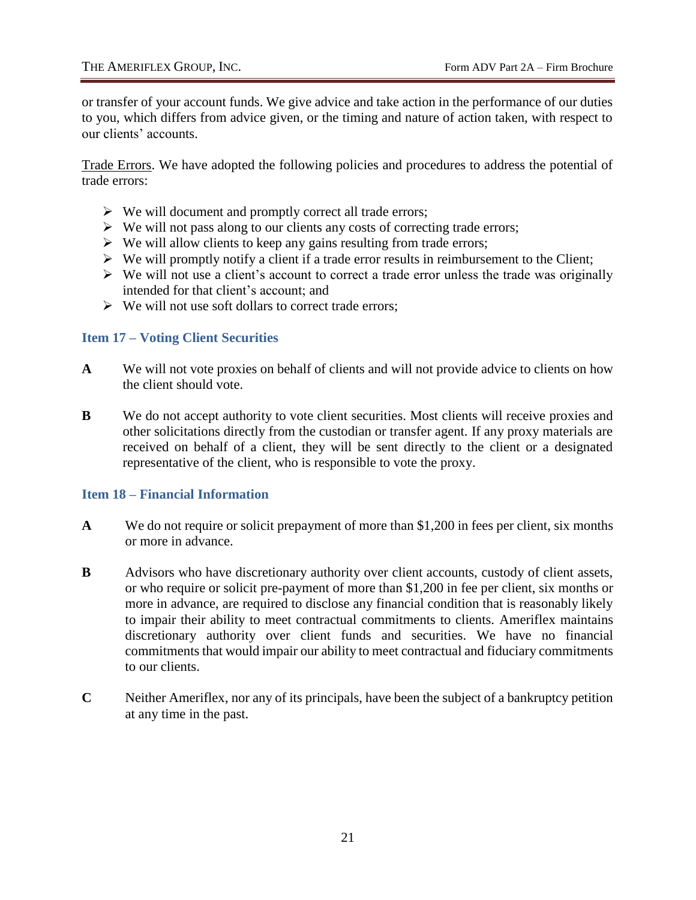or transfer of your account funds. We give advice and take action in the performance of our duties to you, which differs from advice given, or the timing and nature of action taken, with respect to our clients' accounts.

Trade Errors. We have adopted the following policies and procedures to address the potential of trade errors:

- We will document and promptly correct all trade errors;
- We will not pass along to our clients any costs of correcting trade errors;
- We will allow clients to keep any gains resulting from trade errors;
- We will promptly notify a client if a trade error results in reimbursement to the Client;
- We will not use a client's account to correct a trade error unless the trade was originally intended for that client's account; and
- We will not use soft dollars to correct trade errors;

## Item 17 – Voting Client Securities

**A** We will not vote proxies on behalf of clients and will not provide advice to clients on how the client should vote.

**B** We do not accept authority to vote client securities. Most clients will receive proxies and other solicitations directly from the custodian or transfer agent. If any proxy materials are received on behalf of a client, they will be sent directly to the client or a designated representative of the client, who is responsible to vote the proxy.

## Item 18 – Financial Information

**A** We do not require or solicit prepayment of more than $1,200 in fees per client, six months or more in advance.

**B** Advisors who have discretionary authority over client accounts, custody of client assets, or who require or solicit pre-payment of more than $1,200 in fee per client, six months or more in advance, are required to disclose any financial condition that is reasonably likely to impair their ability to meet contractual commitments to clients. Ameriflex maintains discretionary authority over client funds and securities. We have no financial commitments that would impair our ability to meet contractual and fiduciary commitments to our clients.

**C** Neither Ameriflex, nor any of its principals, have been the subject of a bankruptcy petition at any time in the past.